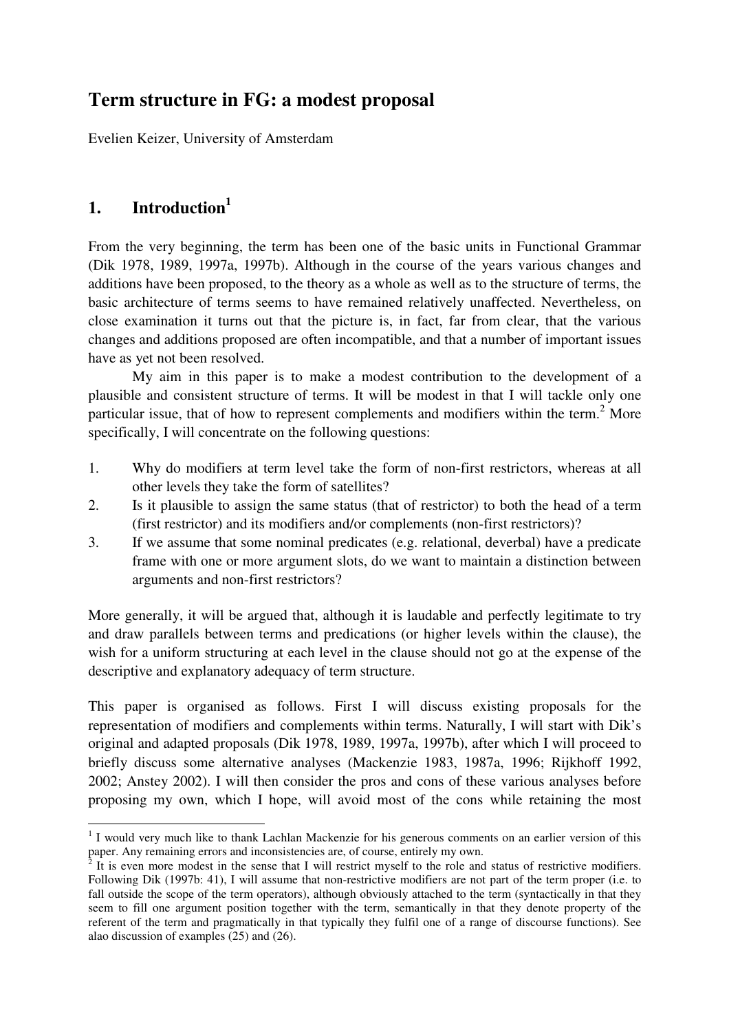# Term structure in FG: a modest proposal

Evelien Keizer, University of Amsterdam

## 1. Introduction[1]

From the very beginning, the term has been one of the basic units in Functional Grammar (Dik 1978, 1989, 1997a, 1997b). Although in the course of the years various changes and additions have been proposed, to the theory as a whole as well as to the structure of terms, the basic architecture of terms seems to have remained relatively unaffected. Nevertheless, on close examination it turns out that the picture is, in fact, far from clear, that the various changes and additions proposed are often incompatible, and that a number of important issues have as yet not been resolved.

My aim in this paper is to make a modest contribution to the development of a plausible and consistent structure of terms. It will be modest in that I will tackle only one particular issue, that of how to represent complements and modifiers within the term.[2] More specifically, I will concentrate on the following questions:

1. Why do modifiers at term level take the form of non-first restrictors, whereas at all other levels they take the form of satellites?
2. Is it plausible to assign the same status (that of restrictor) to both the head of a term (first restrictor) and its modifiers and/or complements (non-first restrictors)?
3. If we assume that some nominal predicates (e.g. relational, deverbal) have a predicate frame with one or more argument slots, do we want to maintain a distinction between arguments and non-first restrictors?

More generally, it will be argued that, although it is laudable and perfectly legitimate to try and draw parallels between terms and predications (or higher levels within the clause), the wish for a uniform structuring at each level in the clause should not go at the expense of the descriptive and explanatory adequacy of term structure.

This paper is organised as follows. First I will discuss existing proposals for the representation of modifiers and complements within terms. Naturally, I will start with Dik's original and adapted proposals (Dik 1978, 1989, 1997a, 1997b), after which I will proceed to briefly discuss some alternative analyses (Mackenzie 1983, 1987a, 1996; Rijkhoff 1992, 2002; Anstey 2002). I will then consider the pros and cons of these various analyses before proposing my own, which I hope, will avoid most of the cons while retaining the most

---

[1] I would very much like to thank Lachlan Mackenzie for his generous comments on an earlier version of this paper. Any remaining errors and inconsistencies are, of course, entirely my own.

[2] It is even more modest in the sense that I will restrict myself to the role and status of restrictive modifiers. Following Dik (1997b: 41), I will assume that non-restrictive modifiers are not part of the term proper (i.e. to fall outside the scope of the term operators), although obviously attached to the term (syntactically in that they seem to fill one argument position together with the term, semantically in that they denote property of the referent of the term and pragmatically in that typically they fulfil one of a range of discourse functions). See alao discussion of examples (25) and (26).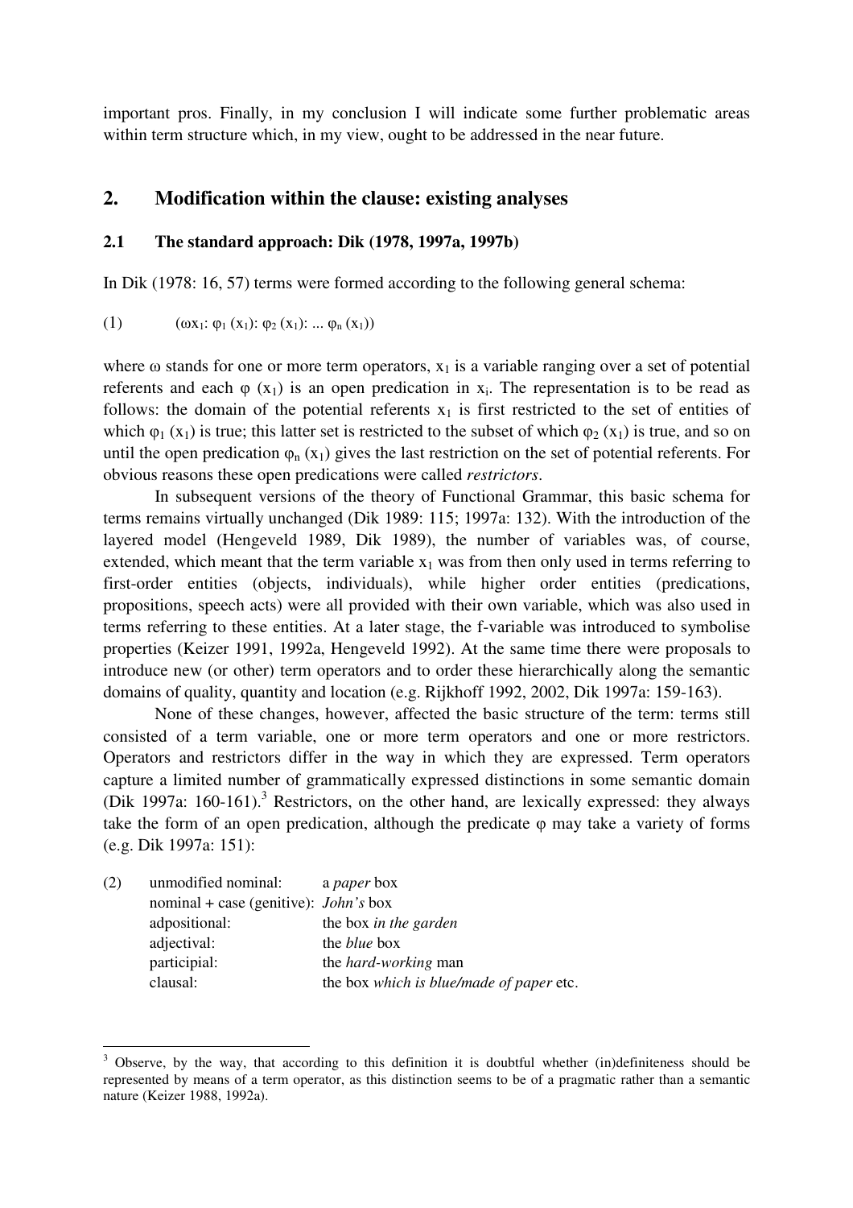important pros. Finally, in my conclusion I will indicate some further problematic areas within term structure which, in my view, ought to be addressed in the near future.

## 2. Modification within the clause: existing analyses

### 2.1 The standard approach: Dik (1978, 1997a, 1997b)

In Dik (1978: 16, 57) terms were formed according to the following general schema:

(1) $(\omega x_1: \varphi_1 (x_1): \varphi_2 (x_1): ... \varphi_n (x_1))$

where ω stands for one or more term operators, $x_1$ is a variable ranging over a set of potential referents and each $\varphi (x_1)$ is an open predication in $x_i$. The representation is to be read as follows: the domain of the potential referents $x_1$ is first restricted to the set of entities of which $\varphi_1 (x_1)$ is true; this latter set is restricted to the subset of which $\varphi_2 (x_1)$ is true, and so on until the open predication $\varphi_n (x_1)$ gives the last restriction on the set of potential referents. For obvious reasons these open predications were called *restrictors*.

In subsequent versions of the theory of Functional Grammar, this basic schema for terms remains virtually unchanged (Dik 1989: 115; 1997a: 132). With the introduction of the layered model (Hengeveld 1989, Dik 1989), the number of variables was, of course, extended, which meant that the term variable $x_1$ was from then only used in terms referring to first-order entities (objects, individuals), while higher order entities (predications, propositions, speech acts) were all provided with their own variable, which was also used in terms referring to these entities. At a later stage, the f-variable was introduced to symbolise properties (Keizer 1991, 1992a, Hengeveld 1992). At the same time there were proposals to introduce new (or other) term operators and to order these hierarchically along the semantic domains of quality, quantity and location (e.g. Rijkhoff 1992, 2002, Dik 1997a: 159-163).

None of these changes, however, affected the basic structure of the term: terms still consisted of a term variable, one or more term operators and one or more restrictors. Operators and restrictors differ in the way in which they are expressed. Term operators capture a limited number of grammatically expressed distinctions in some semantic domain (Dik 1997a: 160-161).[3] Restrictors, on the other hand, are lexically expressed: they always take the form of an open predication, although the predicate φ may take a variety of forms (e.g. Dik 1997a: 151):

(2)

| | |
|---|---|
| unmodified nominal: | a *paper* box |
| nominal + case (genitive): | *John's* box |
| adpositional: | the box *in the garden* |
| adjectival: | the *blue* box |
| participial: | the *hard-working* man |
| clausal: | the box *which is blue/made of paper* etc. |

[3] Observe, by the way, that according to this definition it is doubtful whether (in)definiteness should be represented by means of a term operator, as this distinction seems to be of a pragmatic rather than a semantic nature (Keizer 1988, 1992a).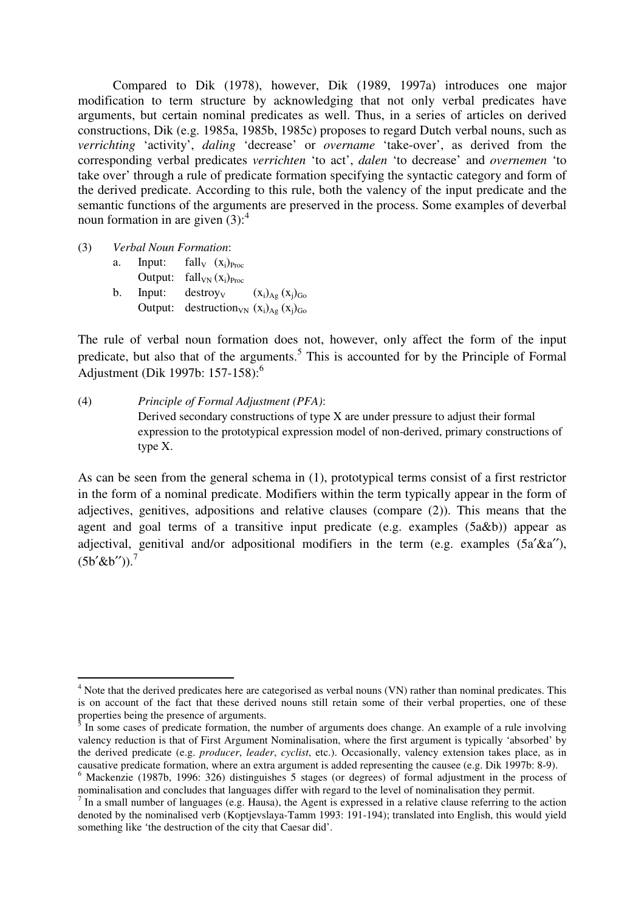Compared to Dik (1978), however, Dik (1989, 1997a) introduces one major modification to term structure by acknowledging that not only verbal predicates have arguments, but certain nominal predicates as well. Thus, in a series of articles on derived constructions, Dik (e.g. 1985a, 1985b, 1985c) proposes to regard Dutch verbal nouns, such as *verrichting* 'activity', *daling* 'decrease' or *overname* 'take-over', as derived from the corresponding verbal predicates *verrichten* 'to act', *dalen* 'to decrease' and *overnemen* 'to take over' through a rule of predicate formation specifying the syntactic category and form of the derived predicate. According to this rule, both the valency of the input predicate and the semantic functions of the arguments are preserved in the process. Some examples of deverbal noun formation in are given (3):[4]

(3) *Verbal Noun Formation*:

a. Input: $\text{fall}_{V}$ $(x_i)_{Proc}$
   Output: $\text{fall}_{VN}$ $(x_i)_{Proc}$

b. Input: $\text{destroy}_{V}$ $(x_i)_{Ag}$ $(x_j)_{Go}$
   Output: $\text{destruction}_{VN}$ $(x_i)_{Ag}$ $(x_j)_{Go}$

The rule of verbal noun formation does not, however, only affect the form of the input predicate, but also that of the arguments.[5] This is accounted for by the Principle of Formal Adjustment (Dik 1997b: 157-158):[6]

(4) *Principle of Formal Adjustment (PFA)*:
Derived secondary constructions of type X are under pressure to adjust their formal expression to the prototypical expression model of non-derived, primary constructions of type X.

As can be seen from the general schema in (1), prototypical terms consist of a first restrictor in the form of a nominal predicate. Modifiers within the term typically appear in the form of adjectives, genitives, adpositions and relative clauses (compare (2)). This means that the agent and goal terms of a transitive input predicate (e.g. examples (5a&b)) appear as adjectival, genitival and/or adpositional modifiers in the term (e.g. examples (5a′&a″), (5b′&b″)).[7]

---

[4] Note that the derived predicates here are categorised as verbal nouns (VN) rather than nominal predicates. This is on account of the fact that these derived nouns still retain some of their verbal properties, one of these properties being the presence of arguments.

[5] In some cases of predicate formation, the number of arguments does change. An example of a rule involving valency reduction is that of First Argument Nominalisation, where the first argument is typically 'absorbed' by the derived predicate (e.g. *producer*, *leader*, *cyclist*, etc.). Occasionally, valency extension takes place, as in causative predicate formation, where an extra argument is added representing the causee (e.g. Dik 1997b: 8-9).

[6] Mackenzie (1987b, 1996: 326) distinguishes 5 stages (or degrees) of formal adjustment in the process of nominalisation and concludes that languages differ with regard to the level of nominalisation they permit.

[7] In a small number of languages (e.g. Hausa), the Agent is expressed in a relative clause referring to the action denoted by the nominalised verb (Koptjevslaya-Tamm 1993: 191-194); translated into English, this would yield something like 'the destruction of the city that Caesar did'.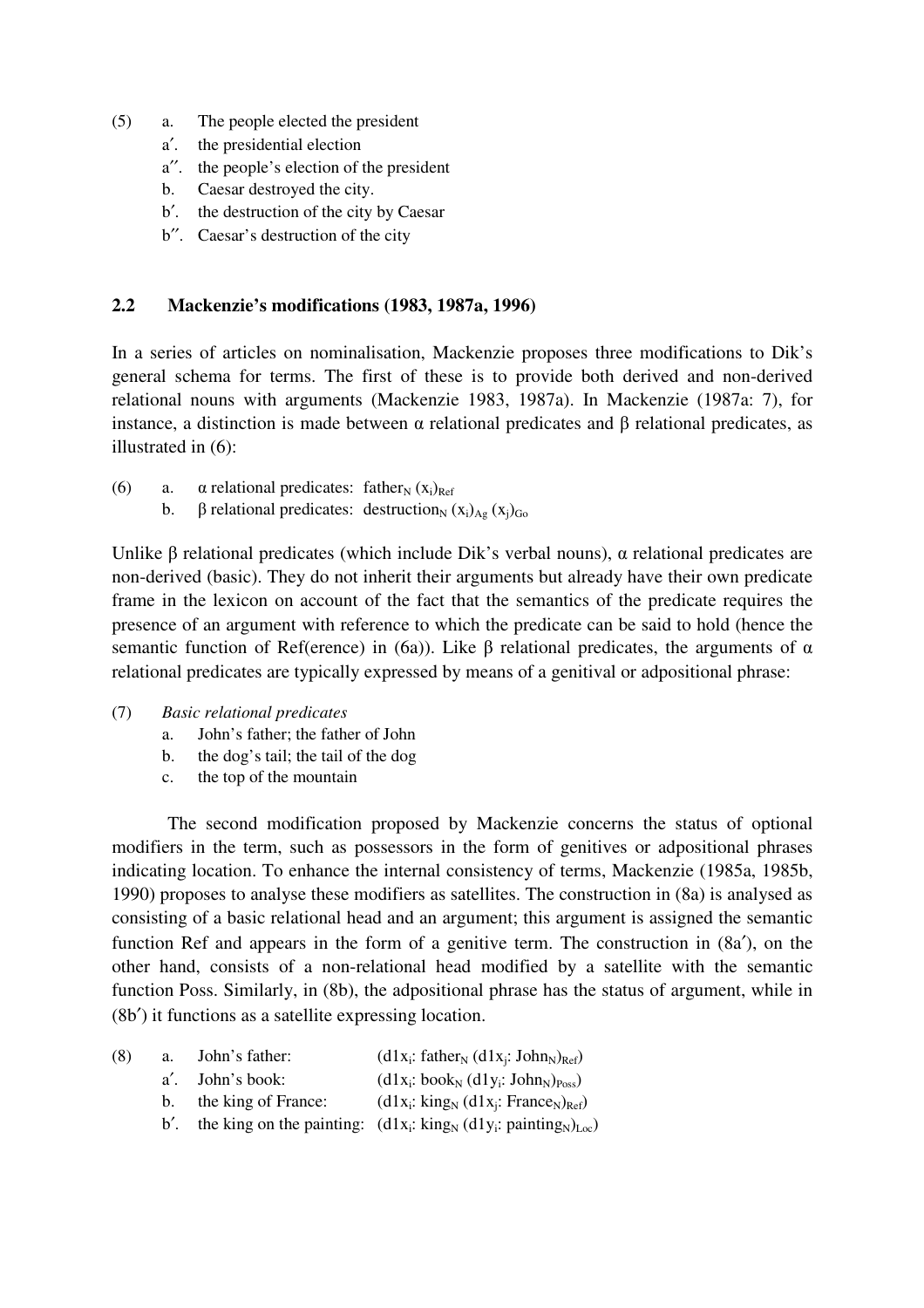(5) a. The people elected the president
  a′. the presidential election
  a′′. the people's election of the president
  b. Caesar destroyed the city.
  b′. the destruction of the city by Caesar
  b′′. Caesar's destruction of the city

### 2.2 Mackenzie's modifications (1983, 1987a, 1996)

In a series of articles on nominalisation, Mackenzie proposes three modifications to Dik's general schema for terms. The first of these is to provide both derived and non-derived relational nouns with arguments (Mackenzie 1983, 1987a). In Mackenzie (1987a: 7), for instance, a distinction is made between α relational predicates and β relational predicates, as illustrated in (6):

(6) a. α relational predicates: $\text{father}_N\ (x_i)_{Ref}$
  b. β relational predicates: $\text{destruction}_N\ (x_i)_{Ag}\ (x_j)_{Go}$

Unlike β relational predicates (which include Dik's verbal nouns), α relational predicates are non-derived (basic). They do not inherit their arguments but already have their own predicate frame in the lexicon on account of the fact that the semantics of the predicate requires the presence of an argument with reference to which the predicate can be said to hold (hence the semantic function of Ref(erence) in (6a)). Like β relational predicates, the arguments of α relational predicates are typically expressed by means of a genitival or adpositional phrase:

(7) *Basic relational predicates*
  a. John's father; the father of John
  b. the dog's tail; the tail of the dog
  c. the top of the mountain

The second modification proposed by Mackenzie concerns the status of optional modifiers in the term, such as possessors in the form of genitives or adpositional phrases indicating location. To enhance the internal consistency of terms, Mackenzie (1985a, 1985b, 1990) proposes to analyse these modifiers as satellites. The construction in (8a) is analysed as consisting of a basic relational head and an argument; this argument is assigned the semantic function Ref and appears in the form of a genitive term. The construction in (8a′), on the other hand, consists of a non-relational head modified by a satellite with the semantic function Poss. Similarly, in (8b), the adpositional phrase has the status of argument, while in (8b′) it functions as a satellite expressing location.

(8) a. John's father: $(\text{d1}x_i\text{: father}_N\ (\text{d1}x_j\text{: John}_N)_{Ref})$
  a′. John's book: $(\text{d1}x_i\text{: book}_N\ (\text{d1}y_i\text{: John}_N)_{Poss})$
  b. the king of France: $(\text{d1}x_i\text{: king}_N\ (\text{d1}x_j\text{: France}_N)_{Ref})$
  b′. the king on the painting: $(\text{d1}x_i\text{: king}_N\ (\text{d1}y_i\text{: painting}_N)_{Loc})$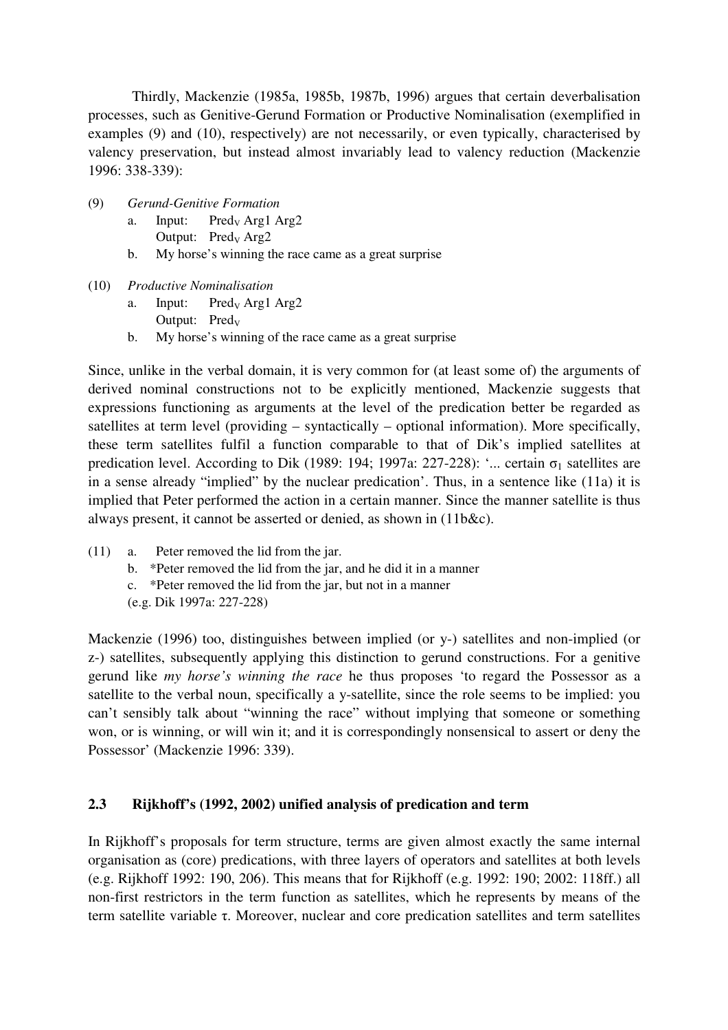Thirdly, Mackenzie (1985a, 1985b, 1987b, 1996) argues that certain deverbalisation processes, such as Genitive-Gerund Formation or Productive Nominalisation (exemplified in examples (9) and (10), respectively) are not necessarily, or even typically, characterised by valency preservation, but instead almost invariably lead to valency reduction (Mackenzie 1996: 338-339):

(9) *Gerund-Genitive Formation*

a. Input: $\text{Pred}_V$ Arg1 Arg2
   Output: $\text{Pred}_V$ Arg2

b. My horse's winning the race came as a great surprise

(10) *Productive Nominalisation*

a. Input: $\text{Pred}_V$ Arg1 Arg2
   Output: $\text{Pred}_V$

b. My horse's winning of the race came as a great surprise

Since, unlike in the verbal domain, it is very common for (at least some of) the arguments of derived nominal constructions not to be explicitly mentioned, Mackenzie suggests that expressions functioning as arguments at the level of the predication better be regarded as satellites at term level (providing – syntactically – optional information). More specifically, these term satellites fulfil a function comparable to that of Dik's implied satellites at predication level. According to Dik (1989: 194; 1997a: 227-228): '... certain $\sigma_1$ satellites are in a sense already "implied" by the nuclear predication'. Thus, in a sentence like (11a) it is implied that Peter performed the action in a certain manner. Since the manner satellite is thus always present, it cannot be asserted or denied, as shown in (11b&c).

(11) a. Peter removed the lid from the jar.

b. *Peter removed the lid from the jar, and he did it in a manner

c. *Peter removed the lid from the jar, but not in a manner

(e.g. Dik 1997a: 227-228)

Mackenzie (1996) too, distinguishes between implied (or y-) satellites and non-implied (or z-) satellites, subsequently applying this distinction to gerund constructions. For a genitive gerund like *my horse's winning the race* he thus proposes 'to regard the Possessor as a satellite to the verbal noun, specifically a y-satellite, since the role seems to be implied: you can't sensibly talk about "winning the race" without implying that someone or something won, or is winning, or will win it; and it is correspondingly nonsensical to assert or deny the Possessor' (Mackenzie 1996: 339).

### 2.3 Rijkhoff's (1992, 2002) unified analysis of predication and term

In Rijkhoff's proposals for term structure, terms are given almost exactly the same internal organisation as (core) predications, with three layers of operators and satellites at both levels (e.g. Rijkhoff 1992: 190, 206). This means that for Rijkhoff (e.g. 1992: 190; 2002: 118ff.) all non-first restrictors in the term function as satellites, which he represents by means of the term satellite variable $\tau$. Moreover, nuclear and core predication satellites and term satellites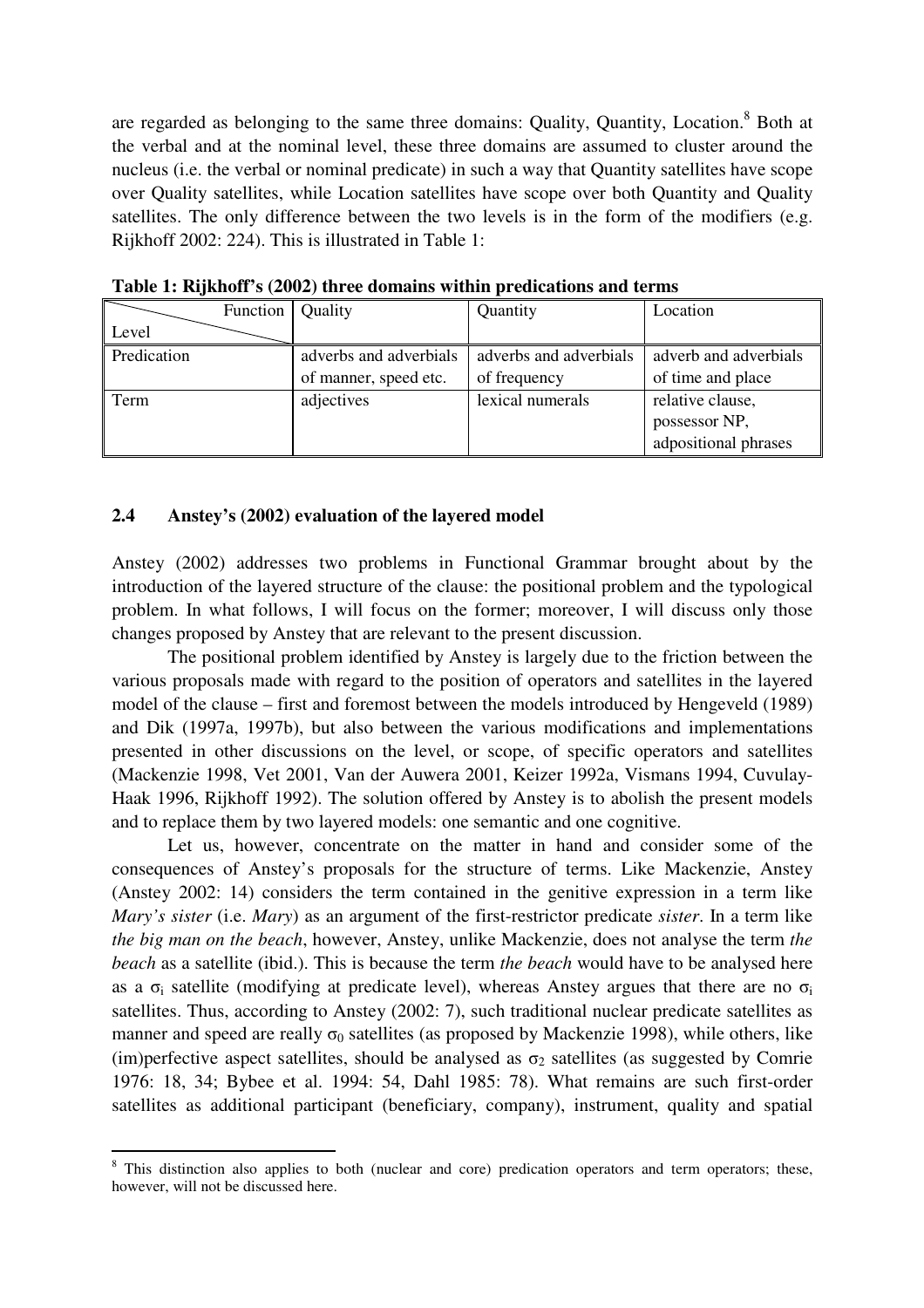are regarded as belonging to the same three domains: Quality, Quantity, Location.[8] Both at the verbal and at the nominal level, these three domains are assumed to cluster around the nucleus (i.e. the verbal or nominal predicate) in such a way that Quantity satellites have scope over Quality satellites, while Location satellites have scope over both Quantity and Quality satellites. The only difference between the two levels is in the form of the modifiers (e.g. Rijkhoff 2002: 224). This is illustrated in Table 1:

**Table 1: Rijkhoff's (2002) three domains within predications and terms**

| Function / Level | Quality | Quantity | Location |
|---|---|---|---|
| Predication | adverbs and adverbials of manner, speed etc. | adverbs and adverbials of frequency | adverb and adverbials of time and place |
| Term | adjectives | lexical numerals | relative clause, possessor NP, adpositional phrases |

## 2.4 Anstey's (2002) evaluation of the layered model

Anstey (2002) addresses two problems in Functional Grammar brought about by the introduction of the layered structure of the clause: the positional problem and the typological problem. In what follows, I will focus on the former; moreover, I will discuss only those changes proposed by Anstey that are relevant to the present discussion.

The positional problem identified by Anstey is largely due to the friction between the various proposals made with regard to the position of operators and satellites in the layered model of the clause – first and foremost between the models introduced by Hengeveld (1989) and Dik (1997a, 1997b), but also between the various modifications and implementations presented in other discussions on the level, or scope, of specific operators and satellites (Mackenzie 1998, Vet 2001, Van der Auwera 2001, Keizer 1992a, Vismans 1994, Cuvulay-Haak 1996, Rijkhoff 1992). The solution offered by Anstey is to abolish the present models and to replace them by two layered models: one semantic and one cognitive.

Let us, however, concentrate on the matter in hand and consider some of the consequences of Anstey's proposals for the structure of terms. Like Mackenzie, Anstey (Anstey 2002: 14) considers the term contained in the genitive expression in a term like *Mary's sister* (i.e. *Mary*) as an argument of the first-restrictor predicate *sister*. In a term like *the big man on the beach*, however, Anstey, unlike Mackenzie, does not analyse the term *the beach* as a satellite (ibid.). This is because the term *the beach* would have to be analysed here as a $\sigma_i$ satellite (modifying at predicate level), whereas Anstey argues that there are no $\sigma_i$ satellites. Thus, according to Anstey (2002: 7), such traditional nuclear predicate satellites as manner and speed are really $\sigma_0$ satellites (as proposed by Mackenzie 1998), while others, like (im)perfective aspect satellites, should be analysed as $\sigma_2$ satellites (as suggested by Comrie 1976: 18, 34; Bybee et al. 1994: 54, Dahl 1985: 78). What remains are such first-order satellites as additional participant (beneficiary, company), instrument, quality and spatial

[8] This distinction also applies to both (nuclear and core) predication operators and term operators; these, however, will not be discussed here.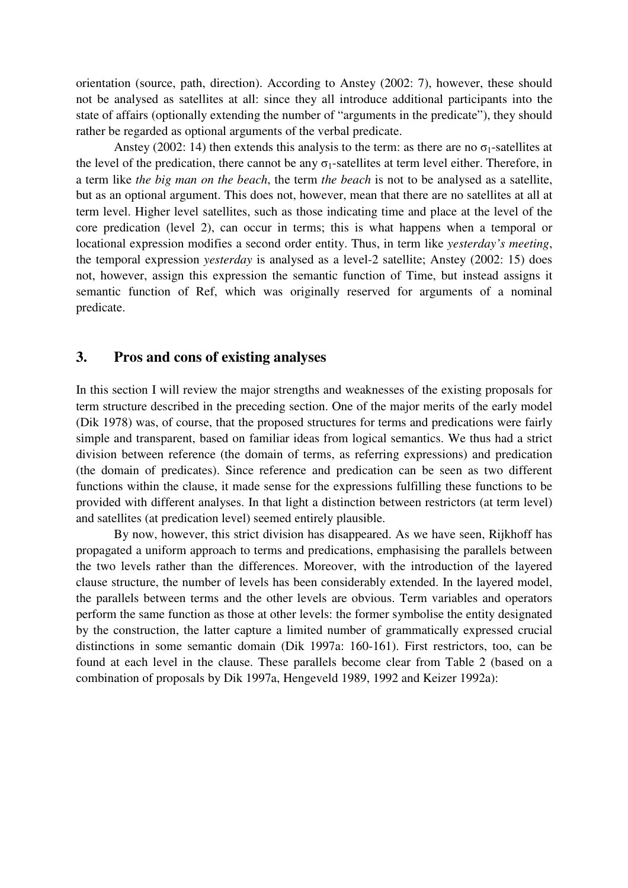orientation (source, path, direction). According to Anstey (2002: 7), however, these should not be analysed as satellites at all: since they all introduce additional participants into the state of affairs (optionally extending the number of "arguments in the predicate"), they should rather be regarded as optional arguments of the verbal predicate.

Anstey (2002: 14) then extends this analysis to the term: as there are no $\sigma_1$-satellites at the level of the predication, there cannot be any $\sigma_1$-satellites at term level either. Therefore, in a term like *the big man on the beach*, the term *the beach* is not to be analysed as a satellite, but as an optional argument. This does not, however, mean that there are no satellites at all at term level. Higher level satellites, such as those indicating time and place at the level of the core predication (level 2), can occur in terms; this is what happens when a temporal or locational expression modifies a second order entity. Thus, in term like *yesterday's meeting*, the temporal expression *yesterday* is analysed as a level-2 satellite; Anstey (2002: 15) does not, however, assign this expression the semantic function of Time, but instead assigns it semantic function of Ref, which was originally reserved for arguments of a nominal predicate.

## 3. Pros and cons of existing analyses

In this section I will review the major strengths and weaknesses of the existing proposals for term structure described in the preceding section. One of the major merits of the early model (Dik 1978) was, of course, that the proposed structures for terms and predications were fairly simple and transparent, based on familiar ideas from logical semantics. We thus had a strict division between reference (the domain of terms, as referring expressions) and predication (the domain of predicates). Since reference and predication can be seen as two different functions within the clause, it made sense for the expressions fulfilling these functions to be provided with different analyses. In that light a distinction between restrictors (at term level) and satellites (at predication level) seemed entirely plausible.

By now, however, this strict division has disappeared. As we have seen, Rijkhoff has propagated a uniform approach to terms and predications, emphasising the parallels between the two levels rather than the differences. Moreover, with the introduction of the layered clause structure, the number of levels has been considerably extended. In the layered model, the parallels between terms and the other levels are obvious. Term variables and operators perform the same function as those at other levels: the former symbolise the entity designated by the construction, the latter capture a limited number of grammatically expressed crucial distinctions in some semantic domain (Dik 1997a: 160-161). First restrictors, too, can be found at each level in the clause. These parallels become clear from Table 2 (based on a combination of proposals by Dik 1997a, Hengeveld 1989, 1992 and Keizer 1992a):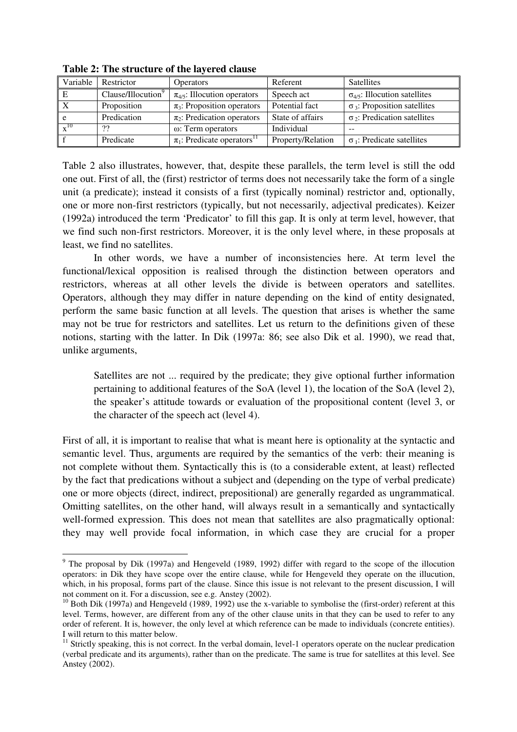**Table 2: The structure of the layered clause**

| Variable | Restrictor | Operators | Referent | Satellites |
|---|---|---|---|---|
| E | Clause/Illocution[9] | $\pi_{4/5}$: Illocution operators | Speech act | $\sigma_{4/5}$: Illocution satellites |
| X | Proposition | $\pi_3$: Proposition operators | Potential fact | $\sigma_3$: Proposition satellites |
| e | Predication | $\pi_2$: Predication operators | State of affairs | $\sigma_2$: Predication satellites |
| x[10] | ?? | $\omega$: Term operators | Individual | -- |
| f | Predicate | $\pi_1$: Predicate operators[11] | Property/Relation | $\sigma_1$: Predicate satellites |

Table 2 also illustrates, however, that, despite these parallels, the term level is still the odd one out. First of all, the (first) restrictor of terms does not necessarily take the form of a single unit (a predicate); instead it consists of a first (typically nominal) restrictor and, optionally, one or more non-first restrictors (typically, but not necessarily, adjectival predicates). Keizer (1992a) introduced the term 'Predicator' to fill this gap. It is only at term level, however, that we find such non-first restrictors. Moreover, it is the only level where, in these proposals at least, we find no satellites.

In other words, we have a number of inconsistencies here. At term level the functional/lexical opposition is realised through the distinction between operators and restrictors, whereas at all other levels the divide is between operators and satellites. Operators, although they may differ in nature depending on the kind of entity designated, perform the same basic function at all levels. The question that arises is whether the same may not be true for restrictors and satellites. Let us return to the definitions given of these notions, starting with the latter. In Dik (1997a: 86; see also Dik et al. 1990), we read that, unlike arguments,

> Satellites are not ... required by the predicate; they give optional further information pertaining to additional features of the SoA (level 1), the location of the SoA (level 2), the speaker's attitude towards or evaluation of the propositional content (level 3, or the character of the speech act (level 4).

First of all, it is important to realise that what is meant here is optionality at the syntactic and semantic level. Thus, arguments are required by the semantics of the verb: their meaning is not complete without them. Syntactically this is (to a considerable extent, at least) reflected by the fact that predications without a subject and (depending on the type of verbal predicate) one or more objects (direct, indirect, prepositional) are generally regarded as ungrammatical. Omitting satellites, on the other hand, will always result in a semantically and syntactically well-formed expression. This does not mean that satellites are also pragmatically optional: they may well provide focal information, in which case they are crucial for a proper

---

[9] The proposal by Dik (1997a) and Hengeveld (1989, 1992) differ with regard to the scope of the illocution operators: in Dik they have scope over the entire clause, while for Hengeveld they operate on the illucution, which, in his proposal, forms part of the clause. Since this issue is not relevant to the present discussion, I will not comment on it. For a discussion, see e.g. Anstey (2002).

[10] Both Dik (1997a) and Hengeveld (1989, 1992) use the x-variable to symbolise the (first-order) referent at this level. Terms, however, are different from any of the other clause units in that they can be used to refer to any order of referent. It is, however, the only level at which reference can be made to individuals (concrete entities). I will return to this matter below.

[11] Strictly speaking, this is not correct. In the verbal domain, level-1 operators operate on the nuclear predication (verbal predicate and its arguments), rather than on the predicate. The same is true for satellites at this level. See Anstey (2002).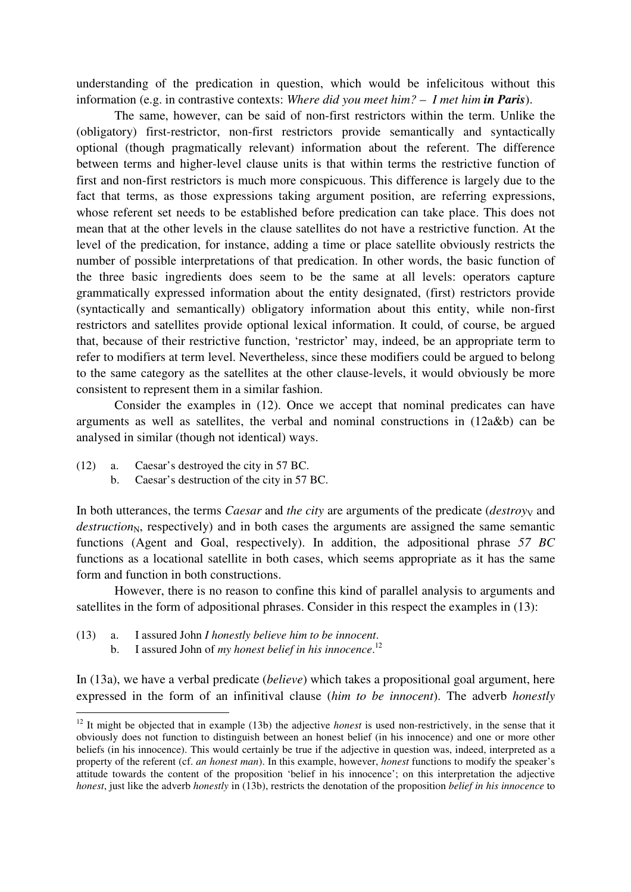understanding of the predication in question, which would be infelicitous without this information (e.g. in contrastive contexts: *Where did you meet him? – I met him* ***in Paris***).

The same, however, can be said of non-first restrictors within the term. Unlike the (obligatory) first-restrictor, non-first restrictors provide semantically and syntactically optional (though pragmatically relevant) information about the referent. The difference between terms and higher-level clause units is that within terms the restrictive function of first and non-first restrictors is much more conspicuous. This difference is largely due to the fact that terms, as those expressions taking argument position, are referring expressions, whose referent set needs to be established before predication can take place. This does not mean that at the other levels in the clause satellites do not have a restrictive function. At the level of the predication, for instance, adding a time or place satellite obviously restricts the number of possible interpretations of that predication. In other words, the basic function of the three basic ingredients does seem to be the same at all levels: operators capture grammatically expressed information about the entity designated, (first) restrictors provide (syntactically and semantically) obligatory information about this entity, while non-first restrictors and satellites provide optional lexical information. It could, of course, be argued that, because of their restrictive function, 'restrictor' may, indeed, be an appropriate term to refer to modifiers at term level. Nevertheless, since these modifiers could be argued to belong to the same category as the satellites at the other clause-levels, it would obviously be more consistent to represent them in a similar fashion.

Consider the examples in (12). Once we accept that nominal predicates can have arguments as well as satellites, the verbal and nominal constructions in (12a&b) can be analysed in similar (though not identical) ways.

(12) a. Caesar's destroyed the city in 57 BC.
b. Caesar's destruction of the city in 57 BC.

In both utterances, the terms *Caesar* and *the city* are arguments of the predicate (*destroy*$_V$ and *destruction*$_N$, respectively) and in both cases the arguments are assigned the same semantic functions (Agent and Goal, respectively). In addition, the adpositional phrase *57 BC* functions as a locational satellite in both cases, which seems appropriate as it has the same form and function in both constructions.

However, there is no reason to confine this kind of parallel analysis to arguments and satellites in the form of adpositional phrases. Consider in this respect the examples in (13):

(13) a. I assured John *I honestly believe him to be innocent*.
b. I assured John of *my honest belief in his innocence*.[12]

In (13a), we have a verbal predicate (*believe*) which takes a propositional goal argument, here expressed in the form of an infinitival clause (*him to be innocent*). The adverb *honestly*

[12] It might be objected that in example (13b) the adjective *honest* is used non-restrictively, in the sense that it obviously does not function to distinguish between an honest belief (in his innocence) and one or more other beliefs (in his innocence). This would certainly be true if the adjective in question was, indeed, interpreted as a property of the referent (cf. *an honest man*). In this example, however, *honest* functions to modify the speaker's attitude towards the content of the proposition 'belief in his innocence'; on this interpretation the adjective *honest*, just like the adverb *honestly* in (13b), restricts the denotation of the proposition *belief in his innocence* to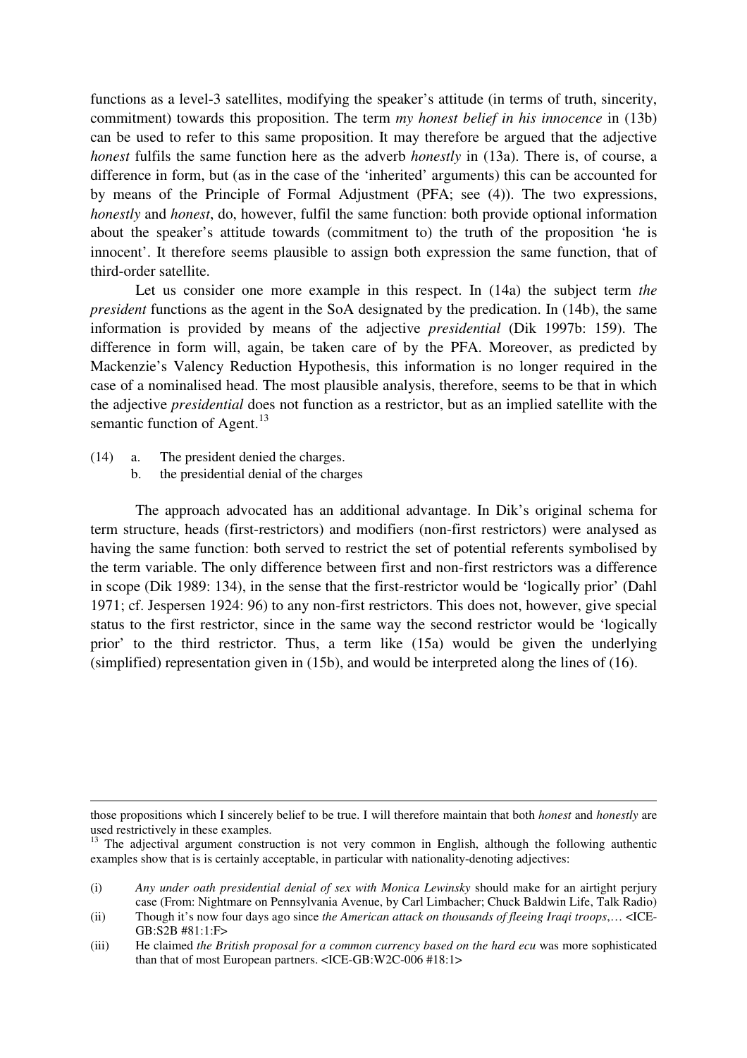functions as a level-3 satellites, modifying the speaker's attitude (in terms of truth, sincerity, commitment) towards this proposition. The term *my honest belief in his innocence* in (13b) can be used to refer to this same proposition. It may therefore be argued that the adjective *honest* fulfils the same function here as the adverb *honestly* in (13a). There is, of course, a difference in form, but (as in the case of the 'inherited' arguments) this can be accounted for by means of the Principle of Formal Adjustment (PFA; see (4)). The two expressions, *honestly* and *honest*, do, however, fulfil the same function: both provide optional information about the speaker's attitude towards (commitment to) the truth of the proposition 'he is innocent'. It therefore seems plausible to assign both expression the same function, that of third-order satellite.

Let us consider one more example in this respect. In (14a) the subject term *the president* functions as the agent in the SoA designated by the predication. In (14b), the same information is provided by means of the adjective *presidential* (Dik 1997b: 159). The difference in form will, again, be taken care of by the PFA. Moreover, as predicted by Mackenzie's Valency Reduction Hypothesis, this information is no longer required in the case of a nominalised head. The most plausible analysis, therefore, seems to be that in which the adjective *presidential* does not function as a restrictor, but as an implied satellite with the semantic function of Agent.[13]

(14) a. The president denied the charges.
     b. the presidential denial of the charges

The approach advocated has an additional advantage. In Dik's original schema for term structure, heads (first-restrictors) and modifiers (non-first restrictors) were analysed as having the same function: both served to restrict the set of potential referents symbolised by the term variable. The only difference between first and non-first restrictors was a difference in scope (Dik 1989: 134), in the sense that the first-restrictor would be 'logically prior' (Dahl 1971; cf. Jespersen 1924: 96) to any non-first restrictors. This does not, however, give special status to the first restrictor, since in the same way the second restrictor would be 'logically prior' to the third restrictor. Thus, a term like (15a) would be given the underlying (simplified) representation given in (15b), and would be interpreted along the lines of (16).

---

those propositions which I sincerely belief to be true. I will therefore maintain that both *honest* and *honestly* are used restrictively in these examples.

[13] The adjectival argument construction is not very common in English, although the following authentic examples show that is is certainly acceptable, in particular with nationality-denoting adjectives:

(i) *Any under oath presidential denial of sex with Monica Lewinsky* should make for an airtight perjury case (From: Nightmare on Pennsylvania Avenue, by Carl Limbacher; Chuck Baldwin Life, Talk Radio)

(ii) Though it's now four days ago since *the American attack on thousands of fleeing Iraqi troops*,… <ICE-GB:S2B #81:1:F>

(iii) He claimed *the British proposal for a common currency based on the hard ecu* was more sophisticated than that of most European partners. <ICE-GB:W2C-006 #18:1>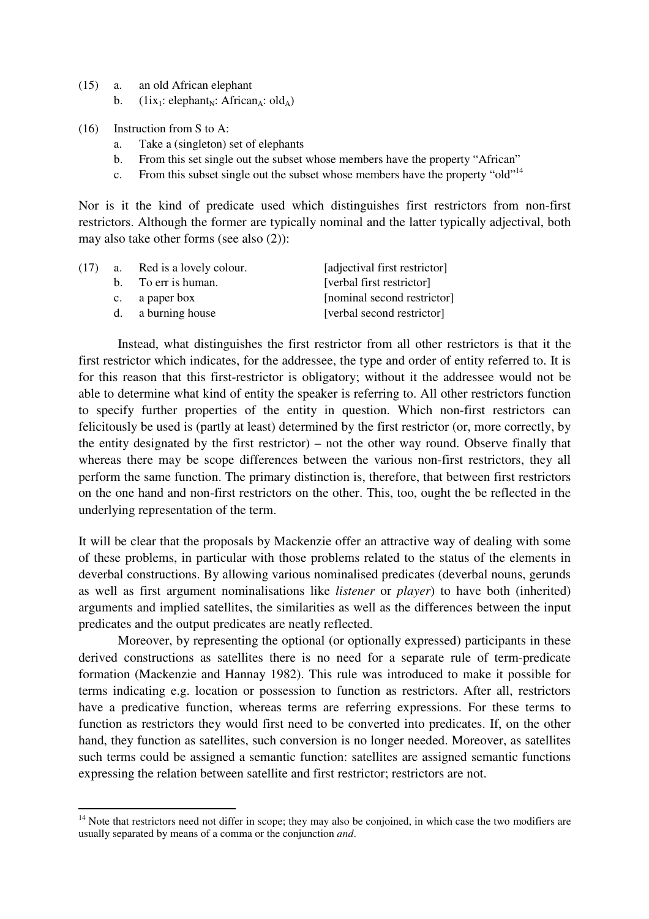(15) a. an old African elephant

b. $(1ix_1: elephant_N: African_A: old_A)$

(16) Instruction from S to A:

a. Take a (singleton) set of elephants

b. From this set single out the subset whose members have the property "African"

c. From this subset single out the subset whose members have the property "old"[14]

Nor is it the kind of predicate used which distinguishes first restrictors from non-first restrictors. Although the former are typically nominal and the latter typically adjectival, both may also take other forms (see also (2)):

(17) a. Red is a lovely colour. [adjectival first restrictor]

b. To err is human. [verbal first restrictor]

c. a paper box [nominal second restrictor]

d. a burning house [verbal second restrictor]

Instead, what distinguishes the first restrictor from all other restrictors is that it the first restrictor which indicates, for the addressee, the type and order of entity referred to. It is for this reason that this first-restrictor is obligatory; without it the addressee would not be able to determine what kind of entity the speaker is referring to. All other restrictors function to specify further properties of the entity in question. Which non-first restrictors can felicitously be used is (partly at least) determined by the first restrictor (or, more correctly, by the entity designated by the first restrictor) – not the other way round. Observe finally that whereas there may be scope differences between the various non-first restrictors, they all perform the same function. The primary distinction is, therefore, that between first restrictors on the one hand and non-first restrictors on the other. This, too, ought the be reflected in the underlying representation of the term.

It will be clear that the proposals by Mackenzie offer an attractive way of dealing with some of these problems, in particular with those problems related to the status of the elements in deverbal constructions. By allowing various nominalised predicates (deverbal nouns, gerunds as well as first argument nominalisations like *listener* or *player*) to have both (inherited) arguments and implied satellites, the similarities as well as the differences between the input predicates and the output predicates are neatly reflected.

Moreover, by representing the optional (or optionally expressed) participants in these derived constructions as satellites there is no need for a separate rule of term-predicate formation (Mackenzie and Hannay 1982). This rule was introduced to make it possible for terms indicating e.g. location or possession to function as restrictors. After all, restrictors have a predicative function, whereas terms are referring expressions. For these terms to function as restrictors they would first need to be converted into predicates. If, on the other hand, they function as satellites, such conversion is no longer needed. Moreover, as satellites such terms could be assigned a semantic function: satellites are assigned semantic functions expressing the relation between satellite and first restrictor; restrictors are not.

[14] Note that restrictors need not differ in scope; they may also be conjoined, in which case the two modifiers are usually separated by means of a comma or the conjunction *and*.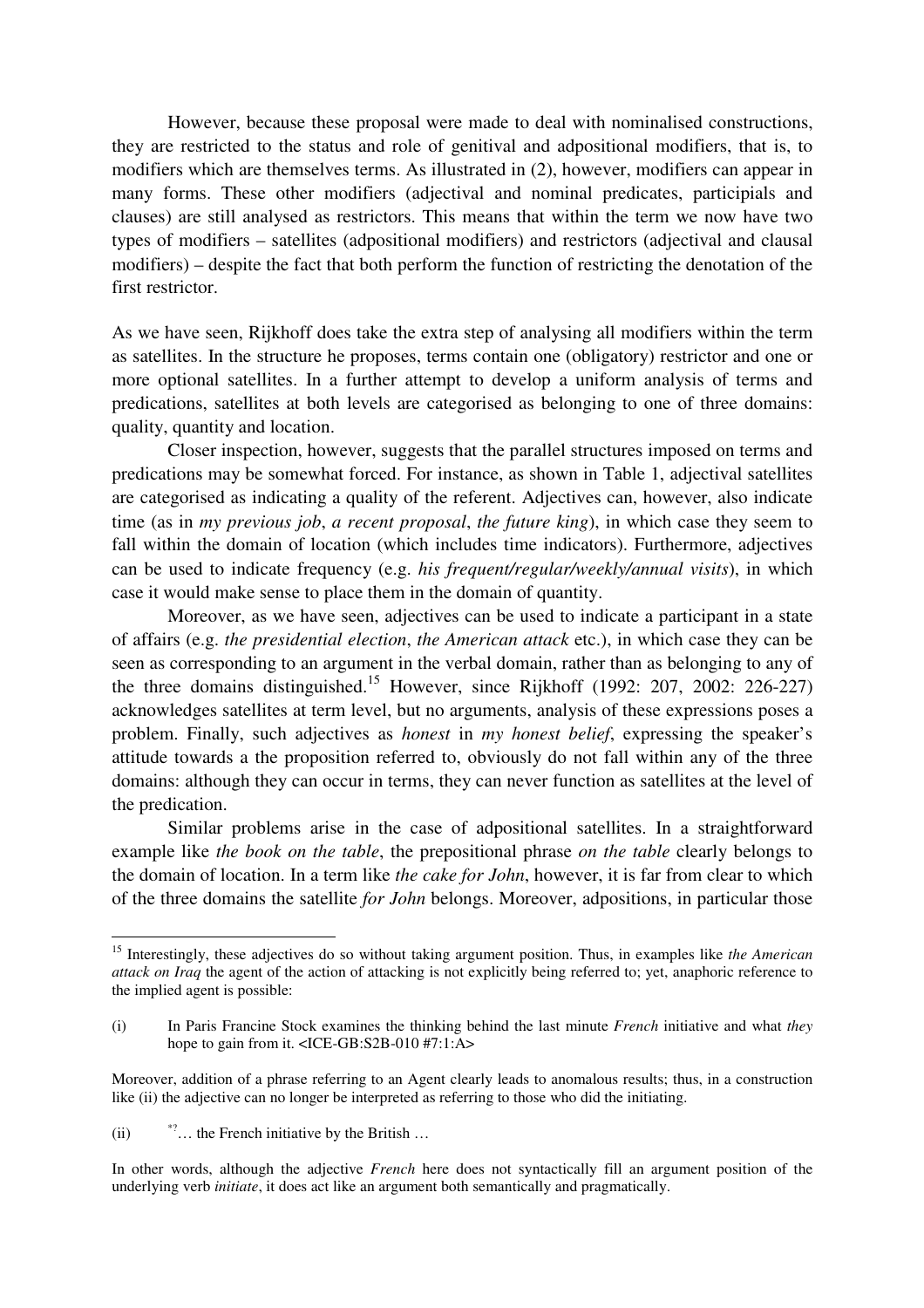However, because these proposal were made to deal with nominalised constructions, they are restricted to the status and role of genitival and adpositional modifiers, that is, to modifiers which are themselves terms. As illustrated in (2), however, modifiers can appear in many forms. These other modifiers (adjectival and nominal predicates, participials and clauses) are still analysed as restrictors. This means that within the term we now have two types of modifiers – satellites (adpositional modifiers) and restrictors (adjectival and clausal modifiers) – despite the fact that both perform the function of restricting the denotation of the first restrictor.

As we have seen, Rijkhoff does take the extra step of analysing all modifiers within the term as satellites. In the structure he proposes, terms contain one (obligatory) restrictor and one or more optional satellites. In a further attempt to develop a uniform analysis of terms and predications, satellites at both levels are categorised as belonging to one of three domains: quality, quantity and location.

Closer inspection, however, suggests that the parallel structures imposed on terms and predications may be somewhat forced. For instance, as shown in Table 1, adjectival satellites are categorised as indicating a quality of the referent. Adjectives can, however, also indicate time (as in *my previous job*, *a recent proposal*, *the future king*), in which case they seem to fall within the domain of location (which includes time indicators). Furthermore, adjectives can be used to indicate frequency (e.g. *his frequent/regular/weekly/annual visits*), in which case it would make sense to place them in the domain of quantity.

Moreover, as we have seen, adjectives can be used to indicate a participant in a state of affairs (e.g. *the presidential election*, *the American attack* etc.), in which case they can be seen as corresponding to an argument in the verbal domain, rather than as belonging to any of the three domains distinguished.[15] However, since Rijkhoff (1992: 207, 2002: 226-227) acknowledges satellites at term level, but no arguments, analysis of these expressions poses a problem. Finally, such adjectives as *honest* in *my honest belief*, expressing the speaker's attitude towards a the proposition referred to, obviously do not fall within any of the three domains: although they can occur in terms, they can never function as satellites at the level of the predication.

Similar problems arise in the case of adpositional satellites. In a straightforward example like *the book on the table*, the prepositional phrase *on the table* clearly belongs to the domain of location. In a term like *the cake for John*, however, it is far from clear to which of the three domains the satellite *for John* belongs. Moreover, adpositions, in particular those

---

[15] Interestingly, these adjectives do so without taking argument position. Thus, in examples like *the American attack on Iraq* the agent of the action of attacking is not explicitly being referred to; yet, anaphoric reference to the implied agent is possible:

(i) In Paris Francine Stock examines the thinking behind the last minute *French* initiative and what *they* hope to gain from it. <ICE-GB:S2B-010 #7:1:A>

Moreover, addition of a phrase referring to an Agent clearly leads to anomalous results; thus, in a construction like (ii) the adjective can no longer be interpreted as referring to those who did the initiating.

(ii) *?… the French initiative by the British …

In other words, although the adjective *French* here does not syntactically fill an argument position of the underlying verb *initiate*, it does act like an argument both semantically and pragmatically.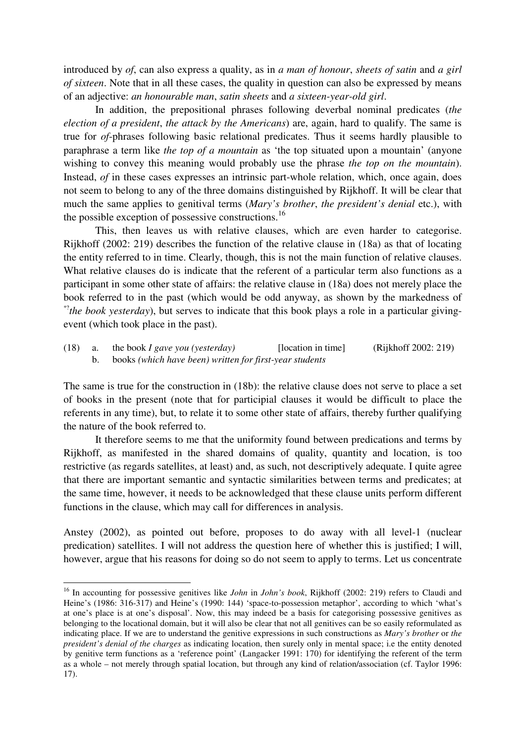introduced by *of*, can also express a quality, as in *a man of honour*, *sheets of satin* and *a girl of sixteen*. Note that in all these cases, the quality in question can also be expressed by means of an adjective: *an honourable man*, *satin sheets* and *a sixteen-year-old girl*.

In addition, the prepositional phrases following deverbal nominal predicates (*the election of a president*, *the attack by the Americans*) are, again, hard to qualify. The same is true for *of*-phrases following basic relational predicates. Thus it seems hardly plausible to paraphrase a term like *the top of a mountain* as 'the top situated upon a mountain' (anyone wishing to convey this meaning would probably use the phrase *the top on the mountain*). Instead, *of* in these cases expresses an intrinsic part-whole relation, which, once again, does not seem to belong to any of the three domains distinguished by Rijkhoff. It will be clear that much the same applies to genitival terms (*Mary's brother*, *the president's denial* etc.), with the possible exception of possessive constructions.[16]

This, then leaves us with relative clauses, which are even harder to categorise. Rijkhoff (2002: 219) describes the function of the relative clause in (18a) as that of locating the entity referred to in time. Clearly, though, this is not the main function of relative clauses. What relative clauses do is indicate that the referent of a particular term also functions as a participant in some other state of affairs: the relative clause in (18a) does not merely place the book referred to in the past (which would be odd anyway, as shown by the markedness of *?*the book yesterday*), but serves to indicate that this book plays a role in a particular giving-event (which took place in the past).

(18) a. the book *I gave you (yesterday)* [location in time] (Rijkhoff 2002: 219)
b. books *(which have been) written for first-year students*

The same is true for the construction in (18b): the relative clause does not serve to place a set of books in the present (note that for participial clauses it would be difficult to place the referents in any time), but, to relate it to some other state of affairs, thereby further qualifying the nature of the book referred to.

It therefore seems to me that the uniformity found between predications and terms by Rijkhoff, as manifested in the shared domains of quality, quantity and location, is too restrictive (as regards satellites, at least) and, as such, not descriptively adequate. I quite agree that there are important semantic and syntactic similarities between terms and predicates; at the same time, however, it needs to be acknowledged that these clause units perform different functions in the clause, which may call for differences in analysis.

Anstey (2002), as pointed out before, proposes to do away with all level-1 (nuclear predication) satellites. I will not address the question here of whether this is justified; I will, however, argue that his reasons for doing so do not seem to apply to terms. Let us concentrate

---

[16] In accounting for possessive genitives like *John* in *John's book*, Rijkhoff (2002: 219) refers to Claudi and Heine's (1986: 316-317) and Heine's (1990: 144) 'space-to-possession metaphor', according to which 'what's at one's place is at one's disposal'. Now, this may indeed be a basis for categorising possessive genitives as belonging to the locational domain, but it will also be clear that not all genitives can be so easily reformulated as indicating place. If we are to understand the genitive expressions in such constructions as *Mary's brother* or *the president's denial of the charges* as indicating location, then surely only in mental space; i.e the entity denoted by genitive term functions as a 'reference point' (Langacker 1991: 170) for identifying the referent of the term as a whole – not merely through spatial location, but through any kind of relation/association (cf. Taylor 1996: 17).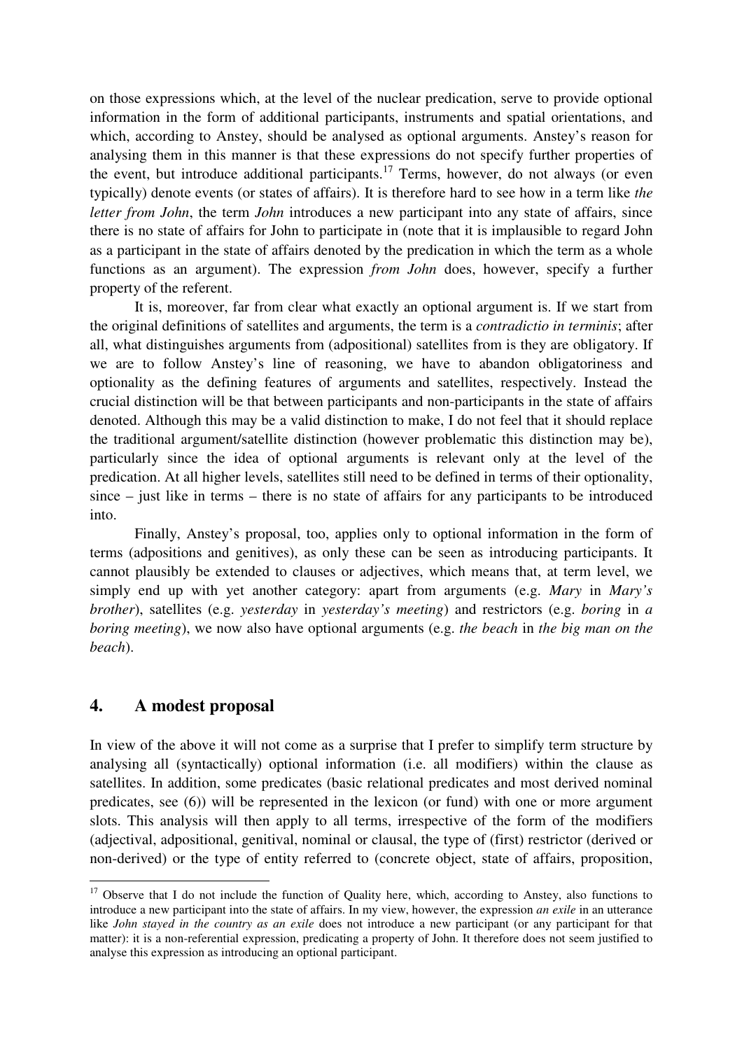on those expressions which, at the level of the nuclear predication, serve to provide optional information in the form of additional participants, instruments and spatial orientations, and which, according to Anstey, should be analysed as optional arguments. Anstey's reason for analysing them in this manner is that these expressions do not specify further properties of the event, but introduce additional participants.[17] Terms, however, do not always (or even typically) denote events (or states of affairs). It is therefore hard to see how in a term like *the letter from John*, the term *John* introduces a new participant into any state of affairs, since there is no state of affairs for John to participate in (note that it is implausible to regard John as a participant in the state of affairs denoted by the predication in which the term as a whole functions as an argument). The expression *from John* does, however, specify a further property of the referent.

It is, moreover, far from clear what exactly an optional argument is. If we start from the original definitions of satellites and arguments, the term is a *contradictio in terminis*; after all, what distinguishes arguments from (adpositional) satellites from is they are obligatory. If we are to follow Anstey's line of reasoning, we have to abandon obligatoriness and optionality as the defining features of arguments and satellites, respectively. Instead the crucial distinction will be that between participants and non-participants in the state of affairs denoted. Although this may be a valid distinction to make, I do not feel that it should replace the traditional argument/satellite distinction (however problematic this distinction may be), particularly since the idea of optional arguments is relevant only at the level of the predication. At all higher levels, satellites still need to be defined in terms of their optionality, since – just like in terms – there is no state of affairs for any participants to be introduced into.

Finally, Anstey's proposal, too, applies only to optional information in the form of terms (adpositions and genitives), as only these can be seen as introducing participants. It cannot plausibly be extended to clauses or adjectives, which means that, at term level, we simply end up with yet another category: apart from arguments (e.g. *Mary* in *Mary's brother*), satellites (e.g. *yesterday* in *yesterday's meeting*) and restrictors (e.g. *boring* in *a boring meeting*), we now also have optional arguments (e.g. *the beach* in *the big man on the beach*).

## 4. A modest proposal

In view of the above it will not come as a surprise that I prefer to simplify term structure by analysing all (syntactically) optional information (i.e. all modifiers) within the clause as satellites. In addition, some predicates (basic relational predicates and most derived nominal predicates, see (6)) will be represented in the lexicon (or fund) with one or more argument slots. This analysis will then apply to all terms, irrespective of the form of the modifiers (adjectival, adpositional, genitival, nominal or clausal, the type of (first) restrictor (derived or non-derived) or the type of entity referred to (concrete object, state of affairs, proposition,

---

[17] Observe that I do not include the function of Quality here, which, according to Anstey, also functions to introduce a new participant into the state of affairs. In my view, however, the expression *an exile* in an utterance like *John stayed in the country as an exile* does not introduce a new participant (or any participant for that matter): it is a non-referential expression, predicating a property of John. It therefore does not seem justified to analyse this expression as introducing an optional participant.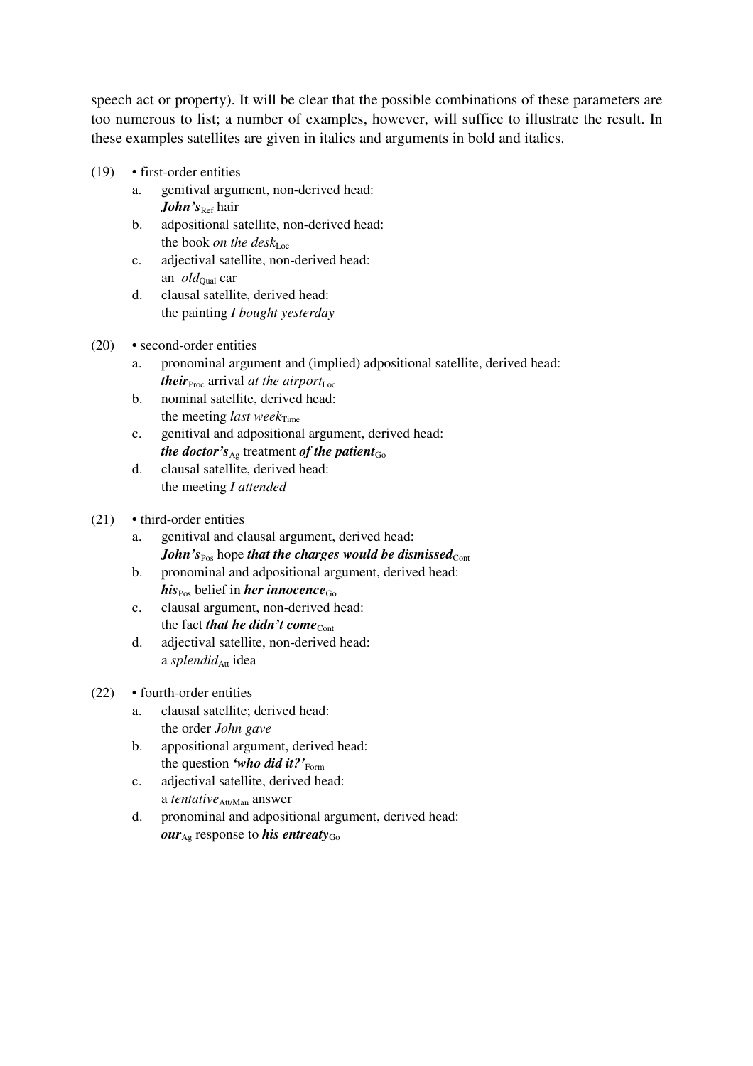speech act or property). It will be clear that the possible combinations of these parameters are too numerous to list; a number of examples, however, will suffice to illustrate the result. In these examples satellites are given in italics and arguments in bold and italics.

(19) • first-order entities

a. genitival argument, non-derived head:
***John's***$_{\text{Ref}}$ hair

b. adpositional satellite, non-derived head:
the book *on the desk*$_{\text{Loc}}$

c. adjectival satellite, non-derived head:
an *old*$_{\text{Qual}}$ car

d. clausal satellite, derived head:
the painting *I bought yesterday*

(20) • second-order entities

a. pronominal argument and (implied) adpositional satellite, derived head:
***their***$_{\text{Proc}}$ arrival *at the airport*$_{\text{Loc}}$

b. nominal satellite, derived head:
the meeting *last week*$_{\text{Time}}$

c. genitival and adpositional argument, derived head:
***the doctor's***$_{\text{Ag}}$ treatment ***of the patient***$_{\text{Go}}$

d. clausal satellite, derived head:
the meeting *I attended*

(21) • third-order entities

a. genitival and clausal argument, derived head:
***John's***$_{\text{Pos}}$ hope ***that the charges would be dismissed***$_{\text{Cont}}$

b. pronominal and adpositional argument, derived head:
***his***$_{\text{Pos}}$ belief in ***her innocence***$_{\text{Go}}$

c. clausal argument, non-derived head:
the fact ***that he didn't come***$_{\text{Cont}}$

d. adjectival satellite, non-derived head:
a *splendid*$_{\text{Att}}$ idea

(22) • fourth-order entities

a. clausal satellite; derived head:
the order *John gave*

b. appositional argument, derived head:
the question ***'who did it?'***$_{\text{Form}}$

c. adjectival satellite, derived head:
a *tentative*$_{\text{Att/Man}}$ answer

d. pronominal and adpositional argument, derived head:
***our***$_{\text{Ag}}$ response to ***his entreaty***$_{\text{Go}}$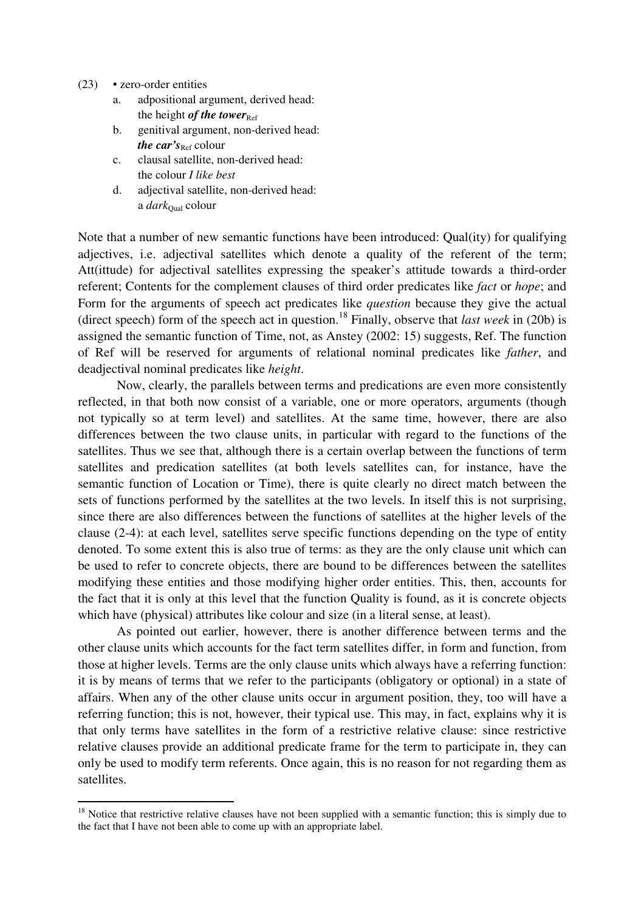(23) • zero-order entities

a. adpositional argument, derived head:
   the height ***of the tower***$_{\text{Ref}}$
b. genitival argument, non-derived head:
   ***the car's***$_{\text{Ref}}$ colour
c. clausal satellite, non-derived head:
   the colour *I like best*
d. adjectival satellite, non-derived head:
   a *dark*$_{\text{Qual}}$ colour

Note that a number of new semantic functions have been introduced: Qual(ity) for qualifying adjectives, i.e. adjectival satellites which denote a quality of the referent of the term; Att(itude) for adjectival satellites expressing the speaker's attitude towards a third-order referent; Contents for the complement clauses of third order predicates like *fact* or *hope*; and Form for the arguments of speech act predicates like *question* because they give the actual (direct speech) form of the speech act in question.[18] Finally, observe that *last week* in (20b) is assigned the semantic function of Time, not, as Anstey (2002: 15) suggests, Ref. The function of Ref will be reserved for arguments of relational nominal predicates like *father*, and deadjectival nominal predicates like *height*.

Now, clearly, the parallels between terms and predications are even more consistently reflected, in that both now consist of a variable, one or more operators, arguments (though not typically so at term level) and satellites. At the same time, however, there are also differences between the two clause units, in particular with regard to the functions of the satellites. Thus we see that, although there is a certain overlap between the functions of term satellites and predication satellites (at both levels satellites can, for instance, have the semantic function of Location or Time), there is quite clearly no direct match between the sets of functions performed by the satellites at the two levels. In itself this is not surprising, since there are also differences between the functions of satellites at the higher levels of the clause (2-4): at each level, satellites serve specific functions depending on the type of entity denoted. To some extent this is also true of terms: as they are the only clause unit which can be used to refer to concrete objects, there are bound to be differences between the satellites modifying these entities and those modifying higher order entities. This, then, accounts for the fact that it is only at this level that the function Quality is found, as it is concrete objects which have (physical) attributes like colour and size (in a literal sense, at least).

As pointed out earlier, however, there is another difference between terms and the other clause units which accounts for the fact term satellites differ, in form and function, from those at higher levels. Terms are the only clause units which always have a referring function: it is by means of terms that we refer to the participants (obligatory or optional) in a state of affairs. When any of the other clause units occur in argument position, they, too will have a referring function; this is not, however, their typical use. This may, in fact, explains why it is that only terms have satellites in the form of a restrictive relative clause: since restrictive relative clauses provide an additional predicate frame for the term to participate in, they can only be used to modify term referents. Once again, this is no reason for not regarding them as satellites.

---

[18] Notice that restrictive relative clauses have not been supplied with a semantic function; this is simply due to the fact that I have not been able to come up with an appropriate label.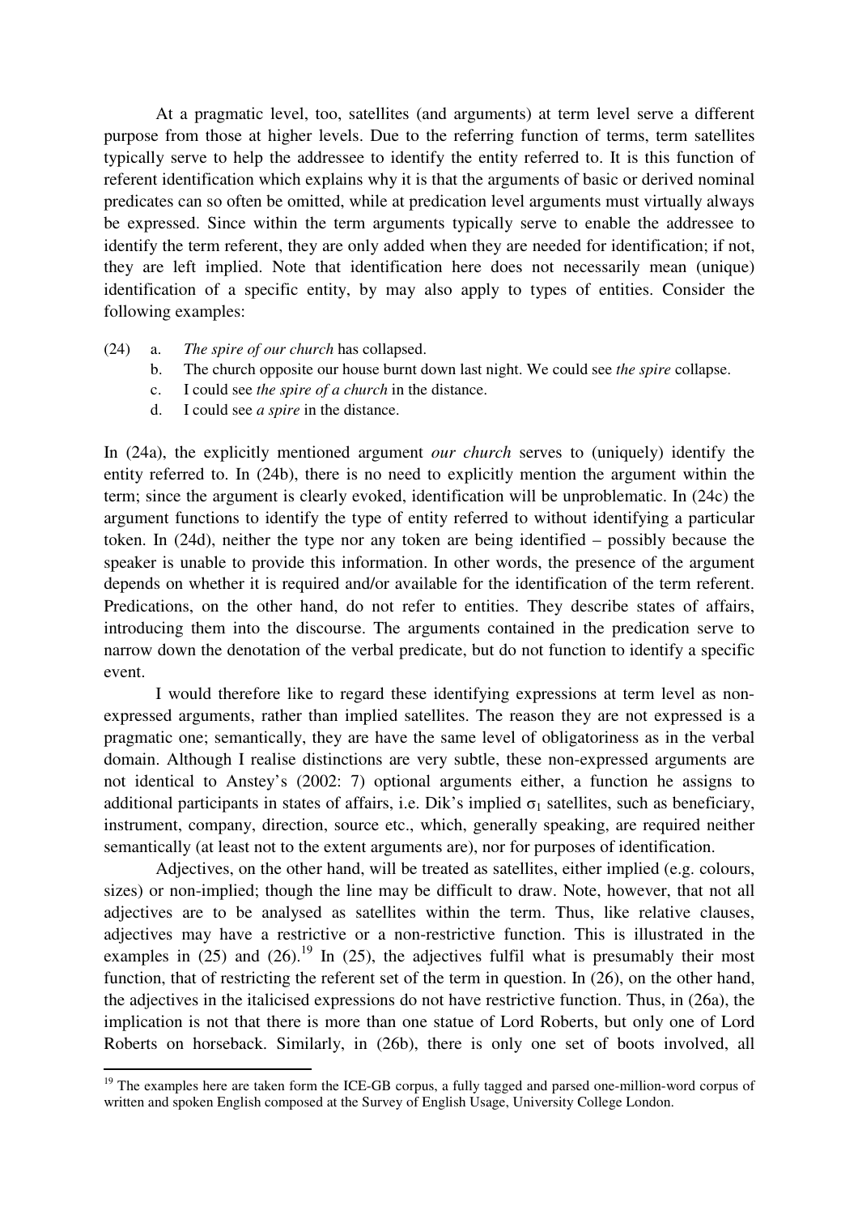At a pragmatic level, too, satellites (and arguments) at term level serve a different purpose from those at higher levels. Due to the referring function of terms, term satellites typically serve to help the addressee to identify the entity referred to. It is this function of referent identification which explains why it is that the arguments of basic or derived nominal predicates can so often be omitted, while at predication level arguments must virtually always be expressed. Since within the term arguments typically serve to enable the addressee to identify the term referent, they are only added when they are needed for identification; if not, they are left implied. Note that identification here does not necessarily mean (unique) identification of a specific entity, by may also apply to types of entities. Consider the following examples:

(24) a. *The spire of our church* has collapsed.
  b. The church opposite our house burnt down last night. We could see *the spire* collapse.
  c. I could see *the spire of a church* in the distance.
  d. I could see *a spire* in the distance.

In (24a), the explicitly mentioned argument *our church* serves to (uniquely) identify the entity referred to. In (24b), there is no need to explicitly mention the argument within the term; since the argument is clearly evoked, identification will be unproblematic. In (24c) the argument functions to identify the type of entity referred to without identifying a particular token. In (24d), neither the type nor any token are being identified – possibly because the speaker is unable to provide this information. In other words, the presence of the argument depends on whether it is required and/or available for the identification of the term referent. Predications, on the other hand, do not refer to entities. They describe states of affairs, introducing them into the discourse. The arguments contained in the predication serve to narrow down the denotation of the verbal predicate, but do not function to identify a specific event.

I would therefore like to regard these identifying expressions at term level as non-expressed arguments, rather than implied satellites. The reason they are not expressed is a pragmatic one; semantically, they are have the same level of obligatoriness as in the verbal domain. Although I realise distinctions are very subtle, these non-expressed arguments are not identical to Anstey's (2002: 7) optional arguments either, a function he assigns to additional participants in states of affairs, i.e. Dik's implied $\sigma_1$ satellites, such as beneficiary, instrument, company, direction, source etc., which, generally speaking, are required neither semantically (at least not to the extent arguments are), nor for purposes of identification.

Adjectives, on the other hand, will be treated as satellites, either implied (e.g. colours, sizes) or non-implied; though the line may be difficult to draw. Note, however, that not all adjectives are to be analysed as satellites within the term. Thus, like relative clauses, adjectives may have a restrictive or a non-restrictive function. This is illustrated in the examples in (25) and (26).[19] In (25), the adjectives fulfil what is presumably their most function, that of restricting the referent set of the term in question. In (26), on the other hand, the adjectives in the italicised expressions do not have restrictive function. Thus, in (26a), the implication is not that there is more than one statue of Lord Roberts, but only one of Lord Roberts on horseback. Similarly, in (26b), there is only one set of boots involved, all

[19] The examples here are taken form the ICE-GB corpus, a fully tagged and parsed one-million-word corpus of written and spoken English composed at the Survey of English Usage, University College London.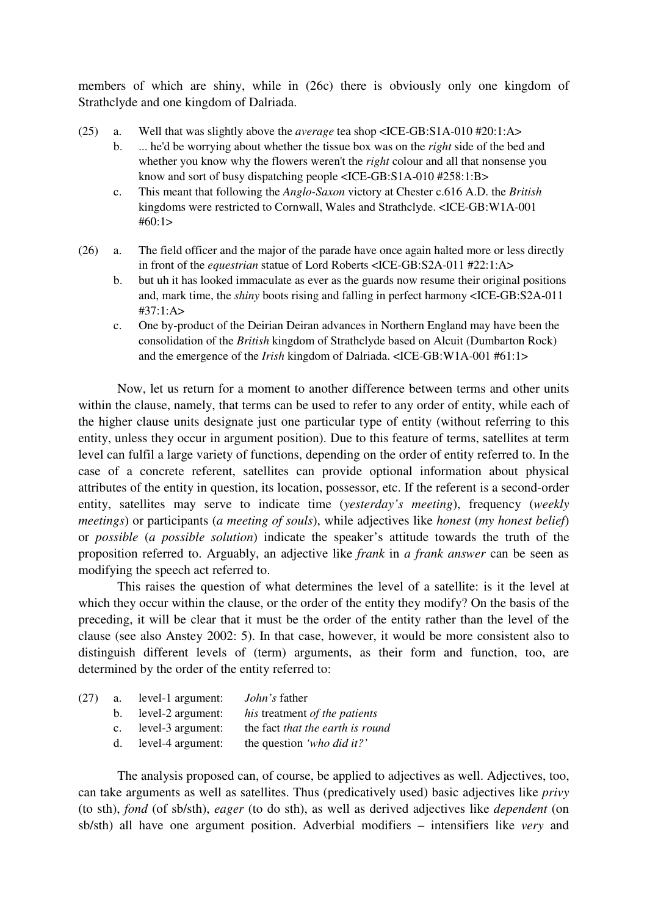members of which are shiny, while in (26c) there is obviously only one kingdom of Strathclyde and one kingdom of Dalriada.

(25) a. Well that was slightly above the *average* tea shop <ICE-GB:S1A-010 #20:1:A>

b. ... he'd be worrying about whether the tissue box was on the *right* side of the bed and whether you know why the flowers weren't the *right* colour and all that nonsense you know and sort of busy dispatching people <ICE-GB:S1A-010 #258:1:B>

c. This meant that following the *Anglo-Saxon* victory at Chester c.616 A.D. the *British* kingdoms were restricted to Cornwall, Wales and Strathclyde. <ICE-GB:W1A-001 #60:1>

(26) a. The field officer and the major of the parade have once again halted more or less directly in front of the *equestrian* statue of Lord Roberts <ICE-GB:S2A-011 #22:1:A>

b. but uh it has looked immaculate as ever as the guards now resume their original positions and, mark time, the *shiny* boots rising and falling in perfect harmony <ICE-GB:S2A-011 #37:1:A>

c. One by-product of the Deirian Deiran advances in Northern England may have been the consolidation of the *British* kingdom of Strathclyde based on Alcuit (Dumbarton Rock) and the emergence of the *Irish* kingdom of Dalriada. <ICE-GB:W1A-001 #61:1>

Now, let us return for a moment to another difference between terms and other units within the clause, namely, that terms can be used to refer to any order of entity, while each of the higher clause units designate just one particular type of entity (without referring to this entity, unless they occur in argument position). Due to this feature of terms, satellites at term level can fulfil a large variety of functions, depending on the order of entity referred to. In the case of a concrete referent, satellites can provide optional information about physical attributes of the entity in question, its location, possessor, etc. If the referent is a second-order entity, satellites may serve to indicate time (*yesterday's meeting*), frequency (*weekly meetings*) or participants (*a meeting of souls*), while adjectives like *honest* (*my honest belief*) or *possible* (*a possible solution*) indicate the speaker's attitude towards the truth of the proposition referred to. Arguably, an adjective like *frank* in *a frank answer* can be seen as modifying the speech act referred to.

This raises the question of what determines the level of a satellite: is it the level at which they occur within the clause, or the order of the entity they modify? On the basis of the preceding, it will be clear that it must be the order of the entity rather than the level of the clause (see also Anstey 2002: 5). In that case, however, it would be more consistent also to distinguish different levels of (term) arguments, as their form and function, too, are determined by the order of the entity referred to:

(27) a. level-1 argument: *John's* father

b. level-2 argument: *his* treatment *of the patients*

c. level-3 argument: the fact *that the earth is round*

d. level-4 argument: the question *'who did it?'*

The analysis proposed can, of course, be applied to adjectives as well. Adjectives, too, can take arguments as well as satellites. Thus (predicatively used) basic adjectives like *privy* (to sth), *fond* (of sb/sth), *eager* (to do sth), as well as derived adjectives like *dependent* (on sb/sth) all have one argument position. Adverbial modifiers – intensifiers like *very* and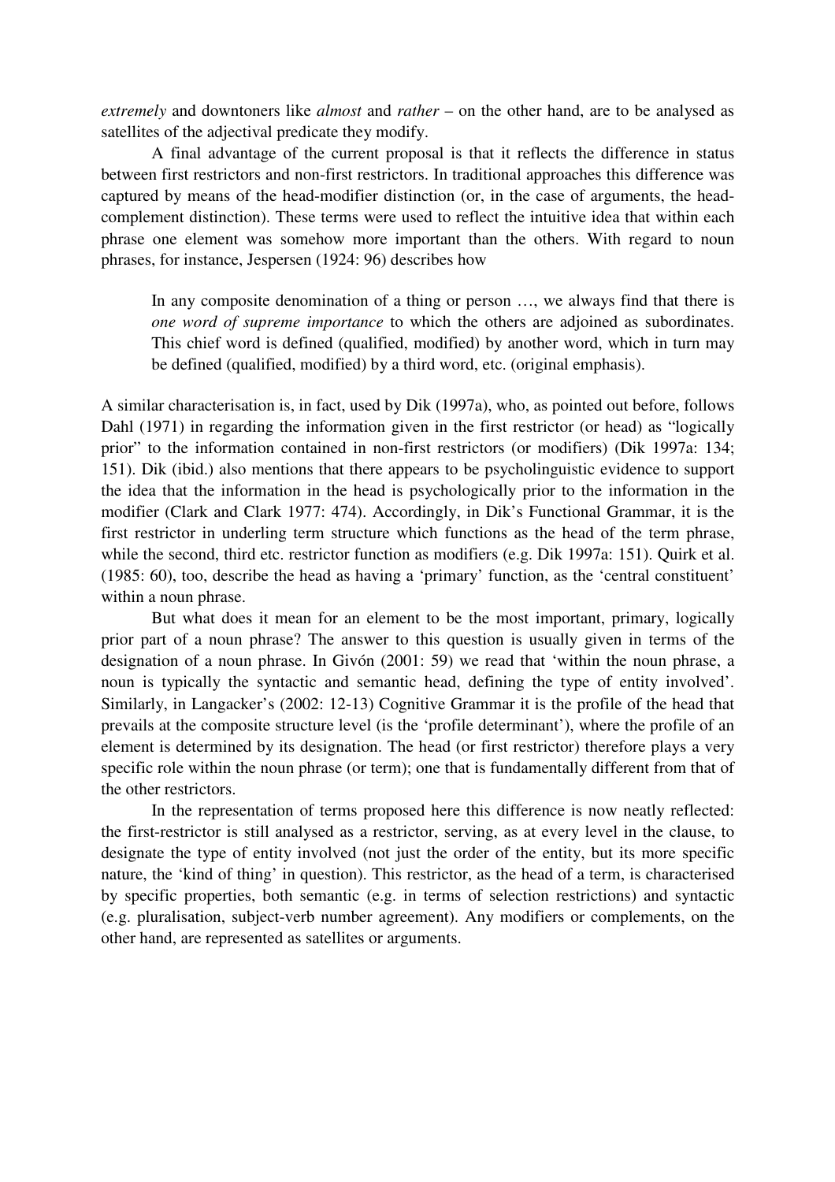*extremely* and downtoners like *almost* and *rather* – on the other hand, are to be analysed as satellites of the adjectival predicate they modify.

A final advantage of the current proposal is that it reflects the difference in status between first restrictors and non-first restrictors. In traditional approaches this difference was captured by means of the head-modifier distinction (or, in the case of arguments, the head-complement distinction). These terms were used to reflect the intuitive idea that within each phrase one element was somehow more important than the others. With regard to noun phrases, for instance, Jespersen (1924: 96) describes how

> In any composite denomination of a thing or person …, we always find that there is *one word of supreme importance* to which the others are adjoined as subordinates. This chief word is defined (qualified, modified) by another word, which in turn may be defined (qualified, modified) by a third word, etc. (original emphasis).

A similar characterisation is, in fact, used by Dik (1997a), who, as pointed out before, follows Dahl (1971) in regarding the information given in the first restrictor (or head) as "logically prior" to the information contained in non-first restrictors (or modifiers) (Dik 1997a: 134; 151). Dik (ibid.) also mentions that there appears to be psycholinguistic evidence to support the idea that the information in the head is psychologically prior to the information in the modifier (Clark and Clark 1977: 474). Accordingly, in Dik's Functional Grammar, it is the first restrictor in underling term structure which functions as the head of the term phrase, while the second, third etc. restrictor function as modifiers (e.g. Dik 1997a: 151). Quirk et al. (1985: 60), too, describe the head as having a 'primary' function, as the 'central constituent' within a noun phrase.

But what does it mean for an element to be the most important, primary, logically prior part of a noun phrase? The answer to this question is usually given in terms of the designation of a noun phrase. In Givón (2001: 59) we read that 'within the noun phrase, a noun is typically the syntactic and semantic head, defining the type of entity involved'. Similarly, in Langacker's (2002: 12-13) Cognitive Grammar it is the profile of the head that prevails at the composite structure level (is the 'profile determinant'), where the profile of an element is determined by its designation. The head (or first restrictor) therefore plays a very specific role within the noun phrase (or term); one that is fundamentally different from that of the other restrictors.

In the representation of terms proposed here this difference is now neatly reflected: the first-restrictor is still analysed as a restrictor, serving, as at every level in the clause, to designate the type of entity involved (not just the order of the entity, but its more specific nature, the 'kind of thing' in question). This restrictor, as the head of a term, is characterised by specific properties, both semantic (e.g. in terms of selection restrictions) and syntactic (e.g. pluralisation, subject-verb number agreement). Any modifiers or complements, on the other hand, are represented as satellites or arguments.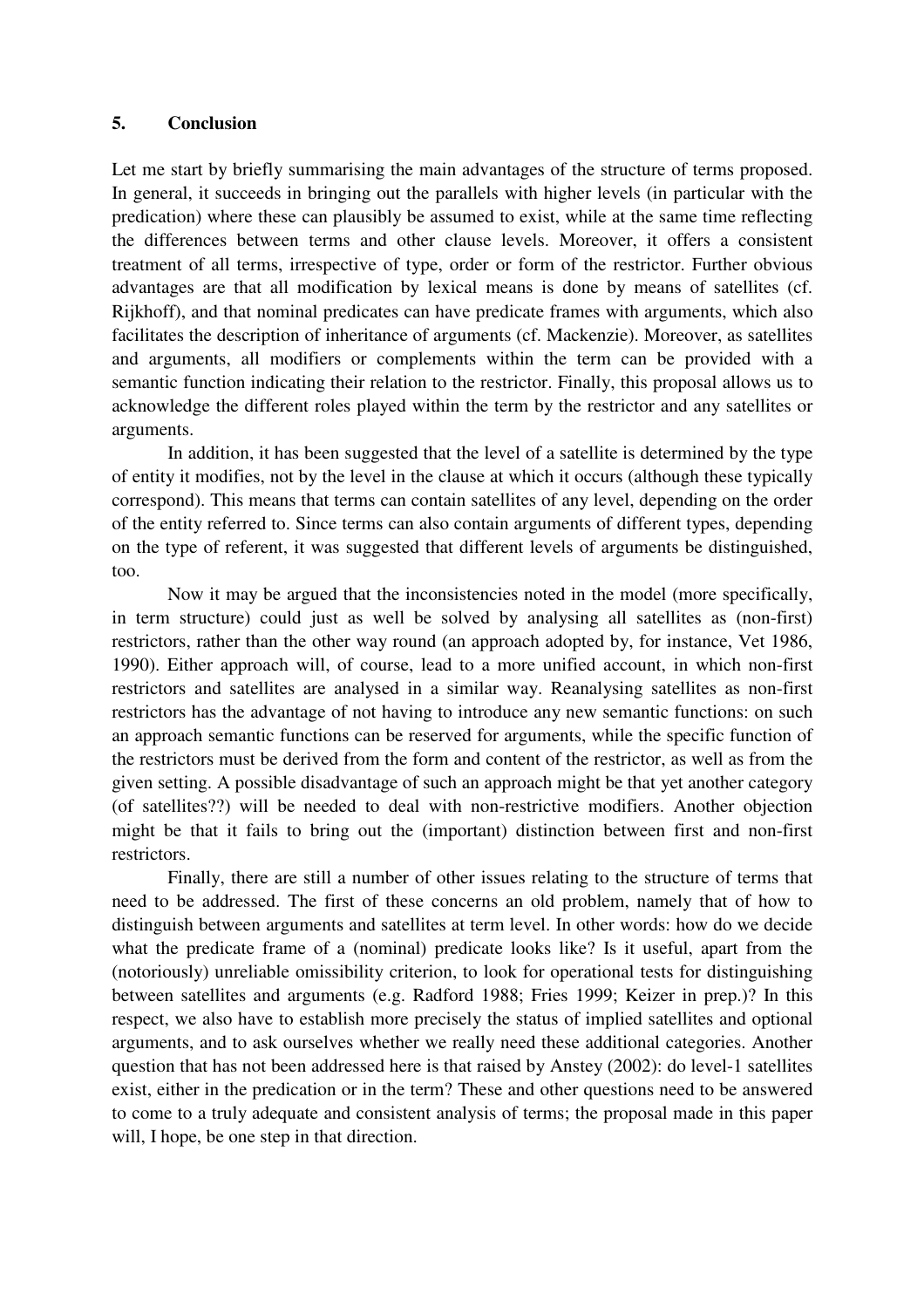## 5. Conclusion

Let me start by briefly summarising the main advantages of the structure of terms proposed. In general, it succeeds in bringing out the parallels with higher levels (in particular with the predication) where these can plausibly be assumed to exist, while at the same time reflecting the differences between terms and other clause levels. Moreover, it offers a consistent treatment of all terms, irrespective of type, order or form of the restrictor. Further obvious advantages are that all modification by lexical means is done by means of satellites (cf. Rijkhoff), and that nominal predicates can have predicate frames with arguments, which also facilitates the description of inheritance of arguments (cf. Mackenzie). Moreover, as satellites and arguments, all modifiers or complements within the term can be provided with a semantic function indicating their relation to the restrictor. Finally, this proposal allows us to acknowledge the different roles played within the term by the restrictor and any satellites or arguments.

In addition, it has been suggested that the level of a satellite is determined by the type of entity it modifies, not by the level in the clause at which it occurs (although these typically correspond). This means that terms can contain satellites of any level, depending on the order of the entity referred to. Since terms can also contain arguments of different types, depending on the type of referent, it was suggested that different levels of arguments be distinguished, too.

Now it may be argued that the inconsistencies noted in the model (more specifically, in term structure) could just as well be solved by analysing all satellites as (non-first) restrictors, rather than the other way round (an approach adopted by, for instance, Vet 1986, 1990). Either approach will, of course, lead to a more unified account, in which non-first restrictors and satellites are analysed in a similar way. Reanalysing satellites as non-first restrictors has the advantage of not having to introduce any new semantic functions: on such an approach semantic functions can be reserved for arguments, while the specific function of the restrictors must be derived from the form and content of the restrictor, as well as from the given setting. A possible disadvantage of such an approach might be that yet another category (of satellites??) will be needed to deal with non-restrictive modifiers. Another objection might be that it fails to bring out the (important) distinction between first and non-first restrictors.

Finally, there are still a number of other issues relating to the structure of terms that need to be addressed. The first of these concerns an old problem, namely that of how to distinguish between arguments and satellites at term level. In other words: how do we decide what the predicate frame of a (nominal) predicate looks like? Is it useful, apart from the (notoriously) unreliable omissibility criterion, to look for operational tests for distinguishing between satellites and arguments (e.g. Radford 1988; Fries 1999; Keizer in prep.)? In this respect, we also have to establish more precisely the status of implied satellites and optional arguments, and to ask ourselves whether we really need these additional categories. Another question that has not been addressed here is that raised by Anstey (2002): do level-1 satellites exist, either in the predication or in the term? These and other questions need to be answered to come to a truly adequate and consistent analysis of terms; the proposal made in this paper will, I hope, be one step in that direction.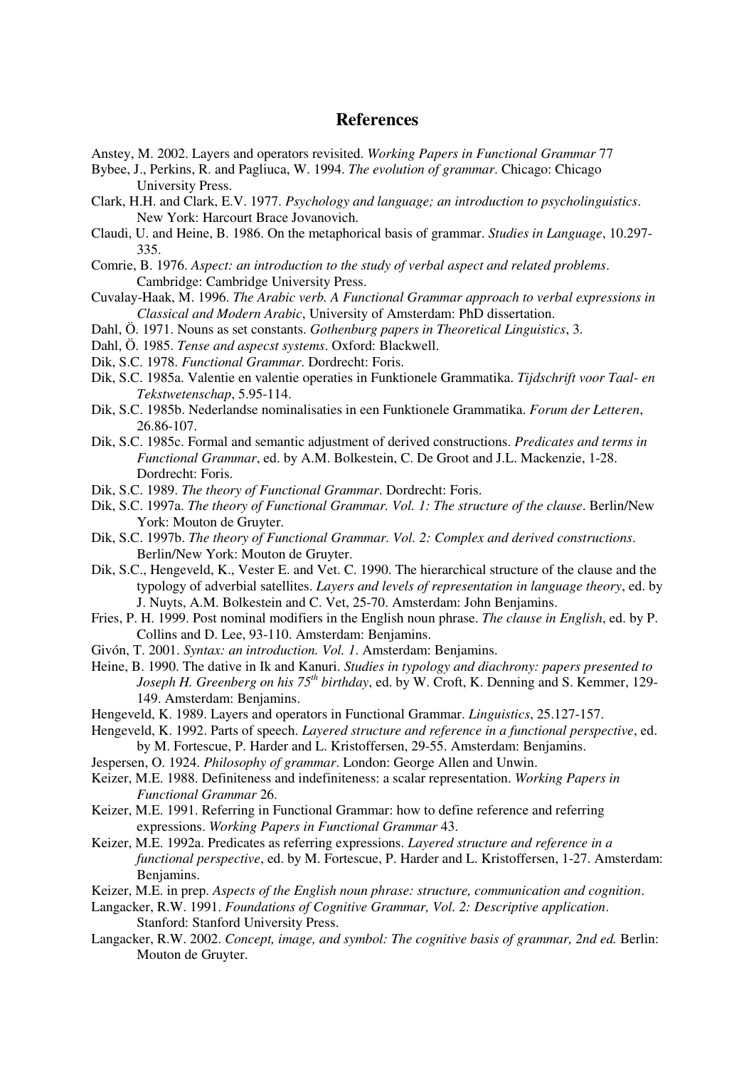# References

Anstey, M. 2002. Layers and operators revisited. *Working Papers in Functional Grammar* 77

Bybee, J., Perkins, R. and Pagliuca, W. 1994. *The evolution of grammar*. Chicago: Chicago University Press.

Clark, H.H. and Clark, E.V. 1977. *Psychology and language; an introduction to psycholinguistics*. New York: Harcourt Brace Jovanovich.

Claudi, U. and Heine, B. 1986. On the metaphorical basis of grammar. *Studies in Language*, 10.297-335.

Comrie, B. 1976. *Aspect: an introduction to the study of verbal aspect and related problems*. Cambridge: Cambridge University Press.

Cuvalay-Haak, M. 1996. *The Arabic verb. A Functional Grammar approach to verbal expressions in Classical and Modern Arabic*, University of Amsterdam: PhD dissertation.

Dahl, Ö. 1971. Nouns as set constants. *Gothenburg papers in Theoretical Linguistics*, 3.

Dahl, Ö. 1985. *Tense and aspecst systems*. Oxford: Blackwell.

Dik, S.C. 1978. *Functional Grammar*. Dordrecht: Foris.

Dik, S.C. 1985a. Valentie en valentie operaties in Funktionele Grammatika. *Tijdschrift voor Taal- en Tekstwetenschap*, 5.95-114.

Dik, S.C. 1985b. Nederlandse nominalisaties in een Funktionele Grammatika. *Forum der Letteren*, 26.86-107.

Dik, S.C. 1985c. Formal and semantic adjustment of derived constructions. *Predicates and terms in Functional Grammar*, ed. by A.M. Bolkestein, C. De Groot and J.L. Mackenzie, 1-28. Dordrecht: Foris.

Dik, S.C. 1989. *The theory of Functional Grammar*. Dordrecht: Foris.

Dik, S.C. 1997a. *The theory of Functional Grammar. Vol. 1: The structure of the clause*. Berlin/New York: Mouton de Gruyter.

Dik, S.C. 1997b. *The theory of Functional Grammar. Vol. 2: Complex and derived constructions*. Berlin/New York: Mouton de Gruyter.

Dik, S.C., Hengeveld, K., Vester E. and Vet. C. 1990. The hierarchical structure of the clause and the typology of adverbial satellites. *Layers and levels of representation in language theory*, ed. by J. Nuyts, A.M. Bolkestein and C. Vet, 25-70. Amsterdam: John Benjamins.

Fries, P. H. 1999. Post nominal modifiers in the English noun phrase. *The clause in English*, ed. by P. Collins and D. Lee, 93-110. Amsterdam: Benjamins.

Givón, T. 2001. *Syntax: an introduction. Vol. 1*. Amsterdam: Benjamins.

Heine, B. 1990. The dative in Ik and Kanuri. *Studies in typology and diachrony: papers presented to Joseph H. Greenberg on his 75th birthday*, ed. by W. Croft, K. Denning and S. Kemmer, 129-149. Amsterdam: Benjamins.

Hengeveld, K. 1989. Layers and operators in Functional Grammar. *Linguistics*, 25.127-157.

Hengeveld, K. 1992. Parts of speech. *Layered structure and reference in a functional perspective*, ed. by M. Fortescue, P. Harder and L. Kristoffersen, 29-55. Amsterdam: Benjamins.

Jespersen, O. 1924. *Philosophy of grammar*. London: George Allen and Unwin.

Keizer, M.E. 1988. Definiteness and indefiniteness: a scalar representation. *Working Papers in Functional Grammar* 26.

Keizer, M.E. 1991. Referring in Functional Grammar: how to define reference and referring expressions. *Working Papers in Functional Grammar* 43.

Keizer, M.E. 1992a. Predicates as referring expressions. *Layered structure and reference in a functional perspective*, ed. by M. Fortescue, P. Harder and L. Kristoffersen, 1-27. Amsterdam: Benjamins.

Keizer, M.E. in prep. *Aspects of the English noun phrase: structure, communication and cognition*.

Langacker, R.W. 1991. *Foundations of Cognitive Grammar, Vol. 2: Descriptive application*. Stanford: Stanford University Press.

Langacker, R.W. 2002. *Concept, image, and symbol: The cognitive basis of grammar, 2nd ed.* Berlin: Mouton de Gruyter.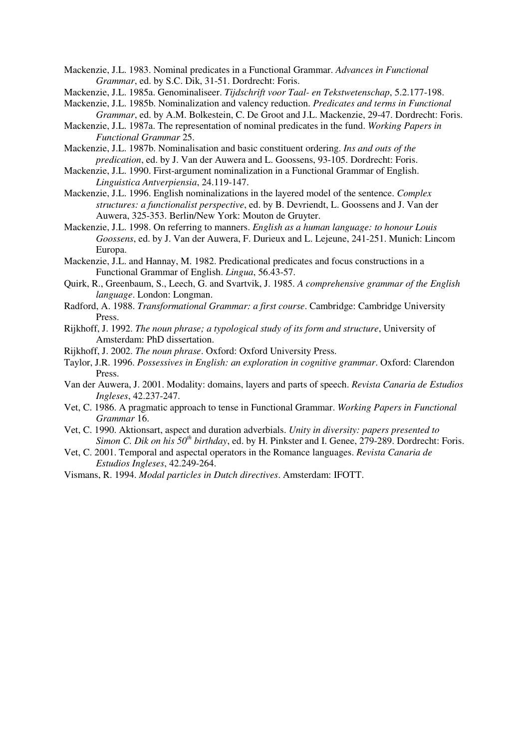Mackenzie, J.L. 1983. Nominal predicates in a Functional Grammar. *Advances in Functional Grammar*, ed. by S.C. Dik, 31-51. Dordrecht: Foris.

Mackenzie, J.L. 1985a. Genominaliseer. *Tijdschrift voor Taal- en Tekstwetenschap*, 5.2.177-198.

Mackenzie, J.L. 1985b. Nominalization and valency reduction. *Predicates and terms in Functional Grammar*, ed. by A.M. Bolkestein, C. De Groot and J.L. Mackenzie, 29-47. Dordrecht: Foris.

Mackenzie, J.L. 1987a. The representation of nominal predicates in the fund. *Working Papers in Functional Grammar* 25.

Mackenzie, J.L. 1987b. Nominalisation and basic constituent ordering. *Ins and outs of the predication*, ed. by J. Van der Auwera and L. Goossens, 93-105. Dordrecht: Foris.

Mackenzie, J.L. 1990. First-argument nominalization in a Functional Grammar of English. *Linguistica Antverpiensia*, 24.119-147.

Mackenzie, J.L. 1996. English nominalizations in the layered model of the sentence. *Complex structures: a functionalist perspective*, ed. by B. Devriendt, L. Goossens and J. Van der Auwera, 325-353. Berlin/New York: Mouton de Gruyter.

Mackenzie, J.L. 1998. On referring to manners. *English as a human language: to honour Louis Goossens*, ed. by J. Van der Auwera, F. Durieux and L. Lejeune, 241-251. Munich: Lincom Europa.

Mackenzie, J.L. and Hannay, M. 1982. Predicational predicates and focus constructions in a Functional Grammar of English. *Lingua*, 56.43-57.

Quirk, R., Greenbaum, S., Leech, G. and Svartvik, J. 1985. *A comprehensive grammar of the English language*. London: Longman.

Radford, A. 1988. *Transformational Grammar: a first course*. Cambridge: Cambridge University Press.

Rijkhoff, J. 1992. *The noun phrase; a typological study of its form and structure*, University of Amsterdam: PhD dissertation.

Rijkhoff, J. 2002. *The noun phrase*. Oxford: Oxford University Press.

Taylor, J.R. 1996. *Possessives in English: an exploration in cognitive grammar*. Oxford: Clarendon Press.

Van der Auwera, J. 2001. Modality: domains, layers and parts of speech. *Revista Canaria de Estudios Ingleses*, 42.237-247.

Vet, C. 1986. A pragmatic approach to tense in Functional Grammar. *Working Papers in Functional Grammar* 16.

Vet, C. 1990. Aktionsart, aspect and duration adverbials. *Unity in diversity: papers presented to Simon C. Dik on his 50th birthday*, ed. by H. Pinkster and I. Genee, 279-289. Dordrecht: Foris.

Vet, C. 2001. Temporal and aspectal operators in the Romance languages. *Revista Canaria de Estudios Ingleses*, 42.249-264.

Vismans, R. 1994. *Modal particles in Dutch directives*. Amsterdam: IFOTT.